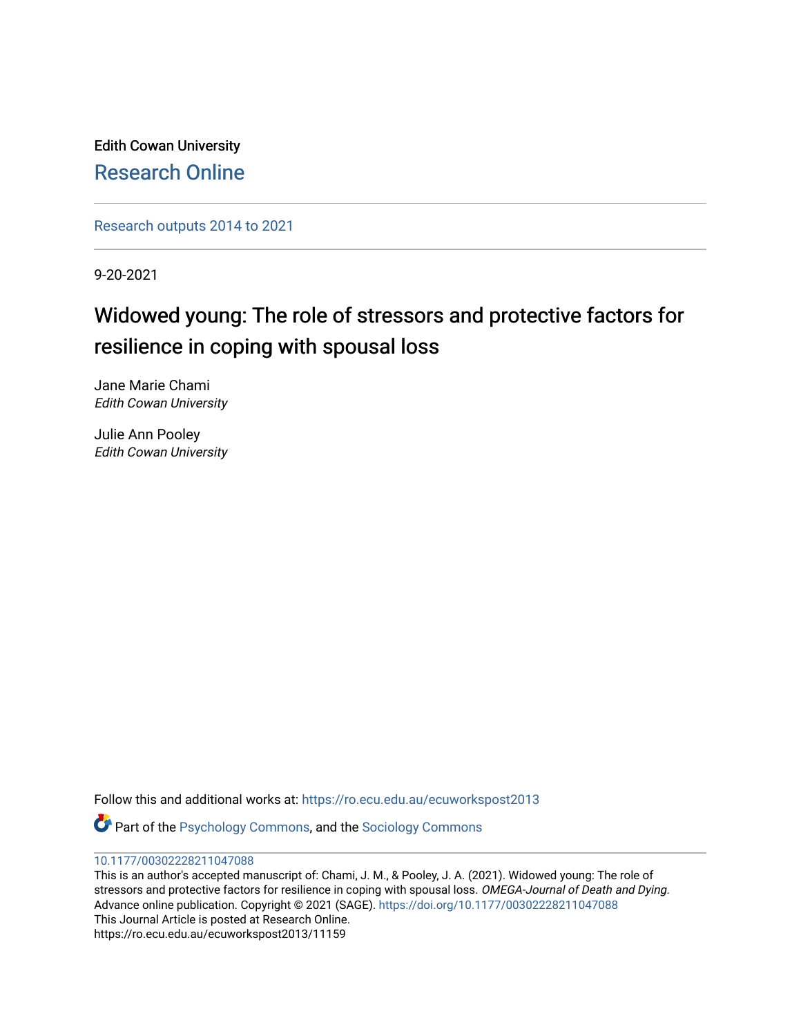Edith Cowan University

Research Online

Research outputs 2014 to 2021

9-20-2021

# Widowed young: The role of stressors and protective factors for resilience in coping with spousal loss

Jane Marie Chami
*Edith Cowan University*

Julie Ann Pooley
*Edith Cowan University*

Follow this and additional works at: https://ro.ecu.edu.au/ecuworkspost2013

Part of the Psychology Commons, and the Sociology Commons

10.1177/00302228211047088

This is an author's accepted manuscript of: Chami, J. M., & Pooley, J. A. (2021). Widowed young: The role of stressors and protective factors for resilience in coping with spousal loss. *OMEGA-Journal of Death and Dying.* Advance online publication. Copyright © 2021 (SAGE). https://doi.org/10.1177/00302228211047088

This Journal Article is posted at Research Online.

https://ro.ecu.edu.au/ecuworkspost2013/11159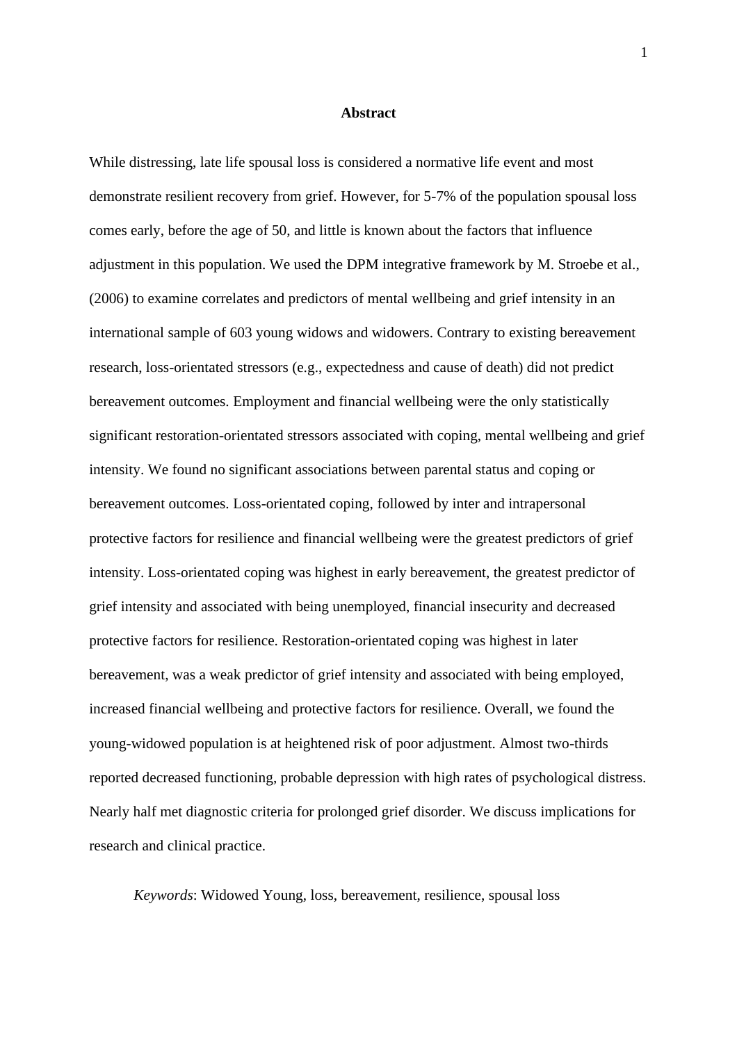## Abstract

While distressing, late life spousal loss is considered a normative life event and most demonstrate resilient recovery from grief. However, for 5-7% of the population spousal loss comes early, before the age of 50, and little is known about the factors that influence adjustment in this population. We used the DPM integrative framework by M. Stroebe et al., (2006) to examine correlates and predictors of mental wellbeing and grief intensity in an international sample of 603 young widows and widowers. Contrary to existing bereavement research, loss-orientated stressors (e.g., expectedness and cause of death) did not predict bereavement outcomes. Employment and financial wellbeing were the only statistically significant restoration-orientated stressors associated with coping, mental wellbeing and grief intensity. We found no significant associations between parental status and coping or bereavement outcomes. Loss-orientated coping, followed by inter and intrapersonal protective factors for resilience and financial wellbeing were the greatest predictors of grief intensity. Loss-orientated coping was highest in early bereavement, the greatest predictor of grief intensity and associated with being unemployed, financial insecurity and decreased protective factors for resilience. Restoration-orientated coping was highest in later bereavement, was a weak predictor of grief intensity and associated with being employed, increased financial wellbeing and protective factors for resilience. Overall, we found the young-widowed population is at heightened risk of poor adjustment. Almost two-thirds reported decreased functioning, probable depression with high rates of psychological distress. Nearly half met diagnostic criteria for prolonged grief disorder. We discuss implications for research and clinical practice.

*Keywords*: Widowed Young, loss, bereavement, resilience, spousal loss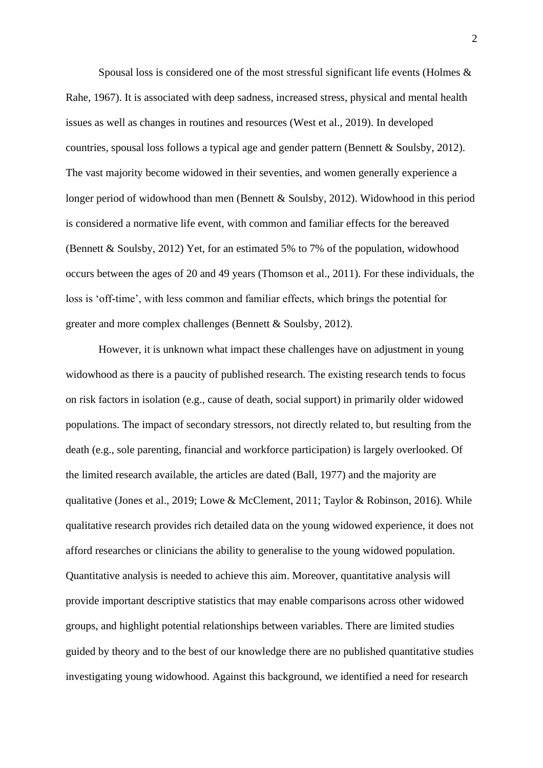Spousal loss is considered one of the most stressful significant life events (Holmes & Rahe, 1967). It is associated with deep sadness, increased stress, physical and mental health issues as well as changes in routines and resources (West et al., 2019). In developed countries, spousal loss follows a typical age and gender pattern (Bennett & Soulsby, 2012). The vast majority become widowed in their seventies, and women generally experience a longer period of widowhood than men (Bennett & Soulsby, 2012). Widowhood in this period is considered a normative life event, with common and familiar effects for the bereaved (Bennett & Soulsby, 2012) Yet, for an estimated 5% to 7% of the population, widowhood occurs between the ages of 20 and 49 years (Thomson et al., 2011). For these individuals, the loss is 'off-time', with less common and familiar effects, which brings the potential for greater and more complex challenges (Bennett & Soulsby, 2012).

However, it is unknown what impact these challenges have on adjustment in young widowhood as there is a paucity of published research. The existing research tends to focus on risk factors in isolation (e.g., cause of death, social support) in primarily older widowed populations. The impact of secondary stressors, not directly related to, but resulting from the death (e.g., sole parenting, financial and workforce participation) is largely overlooked. Of the limited research available, the articles are dated (Ball, 1977) and the majority are qualitative (Jones et al., 2019; Lowe & McClement, 2011; Taylor & Robinson, 2016). While qualitative research provides rich detailed data on the young widowed experience, it does not afford researches or clinicians the ability to generalise to the young widowed population. Quantitative analysis is needed to achieve this aim. Moreover, quantitative analysis will provide important descriptive statistics that may enable comparisons across other widowed groups, and highlight potential relationships between variables. There are limited studies guided by theory and to the best of our knowledge there are no published quantitative studies investigating young widowhood. Against this background, we identified a need for research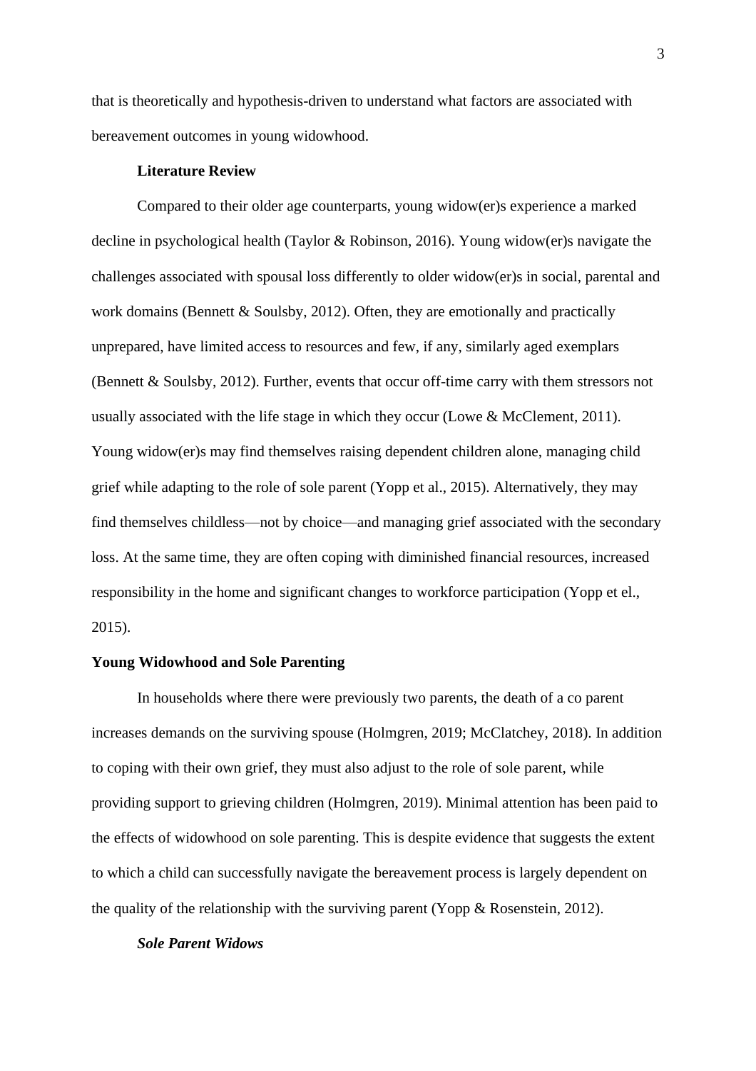that is theoretically and hypothesis-driven to understand what factors are associated with bereavement outcomes in young widowhood.

## Literature Review

Compared to their older age counterparts, young widow(er)s experience a marked decline in psychological health (Taylor & Robinson, 2016). Young widow(er)s navigate the challenges associated with spousal loss differently to older widow(er)s in social, parental and work domains (Bennett & Soulsby, 2012). Often, they are emotionally and practically unprepared, have limited access to resources and few, if any, similarly aged exemplars (Bennett & Soulsby, 2012). Further, events that occur off-time carry with them stressors not usually associated with the life stage in which they occur (Lowe & McClement, 2011). Young widow(er)s may find themselves raising dependent children alone, managing child grief while adapting to the role of sole parent (Yopp et al., 2015). Alternatively, they may find themselves childless—not by choice—and managing grief associated with the secondary loss. At the same time, they are often coping with diminished financial resources, increased responsibility in the home and significant changes to workforce participation (Yopp et el., 2015).

### Young Widowhood and Sole Parenting

In households where there were previously two parents, the death of a co parent increases demands on the surviving spouse (Holmgren, 2019; McClatchey, 2018). In addition to coping with their own grief, they must also adjust to the role of sole parent, while providing support to grieving children (Holmgren, 2019). Minimal attention has been paid to the effects of widowhood on sole parenting. This is despite evidence that suggests the extent to which a child can successfully navigate the bereavement process is largely dependent on the quality of the relationship with the surviving parent (Yopp & Rosenstein, 2012).

#### *Sole Parent Widows*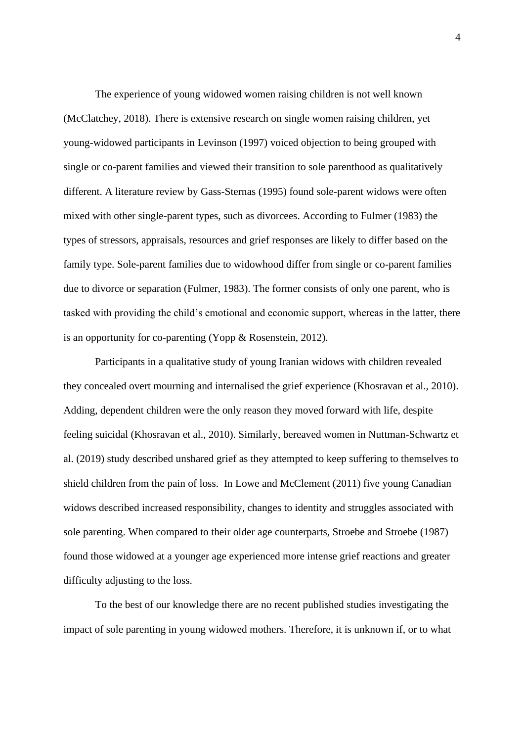The experience of young widowed women raising children is not well known (McClatchey, 2018). There is extensive research on single women raising children, yet young-widowed participants in Levinson (1997) voiced objection to being grouped with single or co-parent families and viewed their transition to sole parenthood as qualitatively different. A literature review by Gass-Sternas (1995) found sole-parent widows were often mixed with other single-parent types, such as divorcees. According to Fulmer (1983) the types of stressors, appraisals, resources and grief responses are likely to differ based on the family type. Sole-parent families due to widowhood differ from single or co-parent families due to divorce or separation (Fulmer, 1983). The former consists of only one parent, who is tasked with providing the child's emotional and economic support, whereas in the latter, there is an opportunity for co-parenting (Yopp & Rosenstein, 2012).

Participants in a qualitative study of young Iranian widows with children revealed they concealed overt mourning and internalised the grief experience (Khosravan et al., 2010). Adding, dependent children were the only reason they moved forward with life, despite feeling suicidal (Khosravan et al., 2010). Similarly, bereaved women in Nuttman-Schwartz et al. (2019) study described unshared grief as they attempted to keep suffering to themselves to shield children from the pain of loss. In Lowe and McClement (2011) five young Canadian widows described increased responsibility, changes to identity and struggles associated with sole parenting. When compared to their older age counterparts, Stroebe and Stroebe (1987) found those widowed at a younger age experienced more intense grief reactions and greater difficulty adjusting to the loss.

To the best of our knowledge there are no recent published studies investigating the impact of sole parenting in young widowed mothers. Therefore, it is unknown if, or to what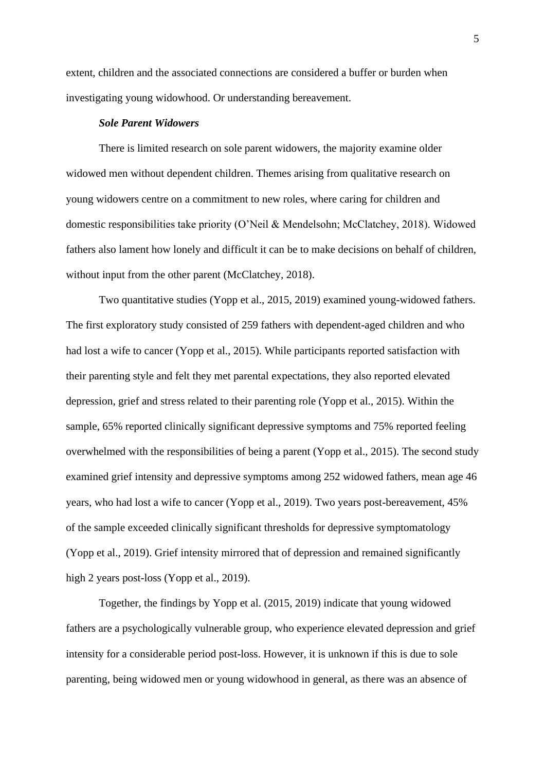extent, children and the associated connections are considered a buffer or burden when investigating young widowhood. Or understanding bereavement.

***Sole Parent Widowers***

There is limited research on sole parent widowers, the majority examine older widowed men without dependent children. Themes arising from qualitative research on young widowers centre on a commitment to new roles, where caring for children and domestic responsibilities take priority (O'Neil & Mendelsohn; McClatchey, 2018). Widowed fathers also lament how lonely and difficult it can be to make decisions on behalf of children, without input from the other parent (McClatchey, 2018).

Two quantitative studies (Yopp et al., 2015, 2019) examined young-widowed fathers. The first exploratory study consisted of 259 fathers with dependent-aged children and who had lost a wife to cancer (Yopp et al., 2015). While participants reported satisfaction with their parenting style and felt they met parental expectations, they also reported elevated depression, grief and stress related to their parenting role (Yopp et al., 2015). Within the sample, 65% reported clinically significant depressive symptoms and 75% reported feeling overwhelmed with the responsibilities of being a parent (Yopp et al., 2015). The second study examined grief intensity and depressive symptoms among 252 widowed fathers, mean age 46 years, who had lost a wife to cancer (Yopp et al., 2019). Two years post-bereavement, 45% of the sample exceeded clinically significant thresholds for depressive symptomatology (Yopp et al., 2019). Grief intensity mirrored that of depression and remained significantly high 2 years post-loss (Yopp et al., 2019).

Together, the findings by Yopp et al. (2015, 2019) indicate that young widowed fathers are a psychologically vulnerable group, who experience elevated depression and grief intensity for a considerable period post-loss. However, it is unknown if this is due to sole parenting, being widowed men or young widowhood in general, as there was an absence of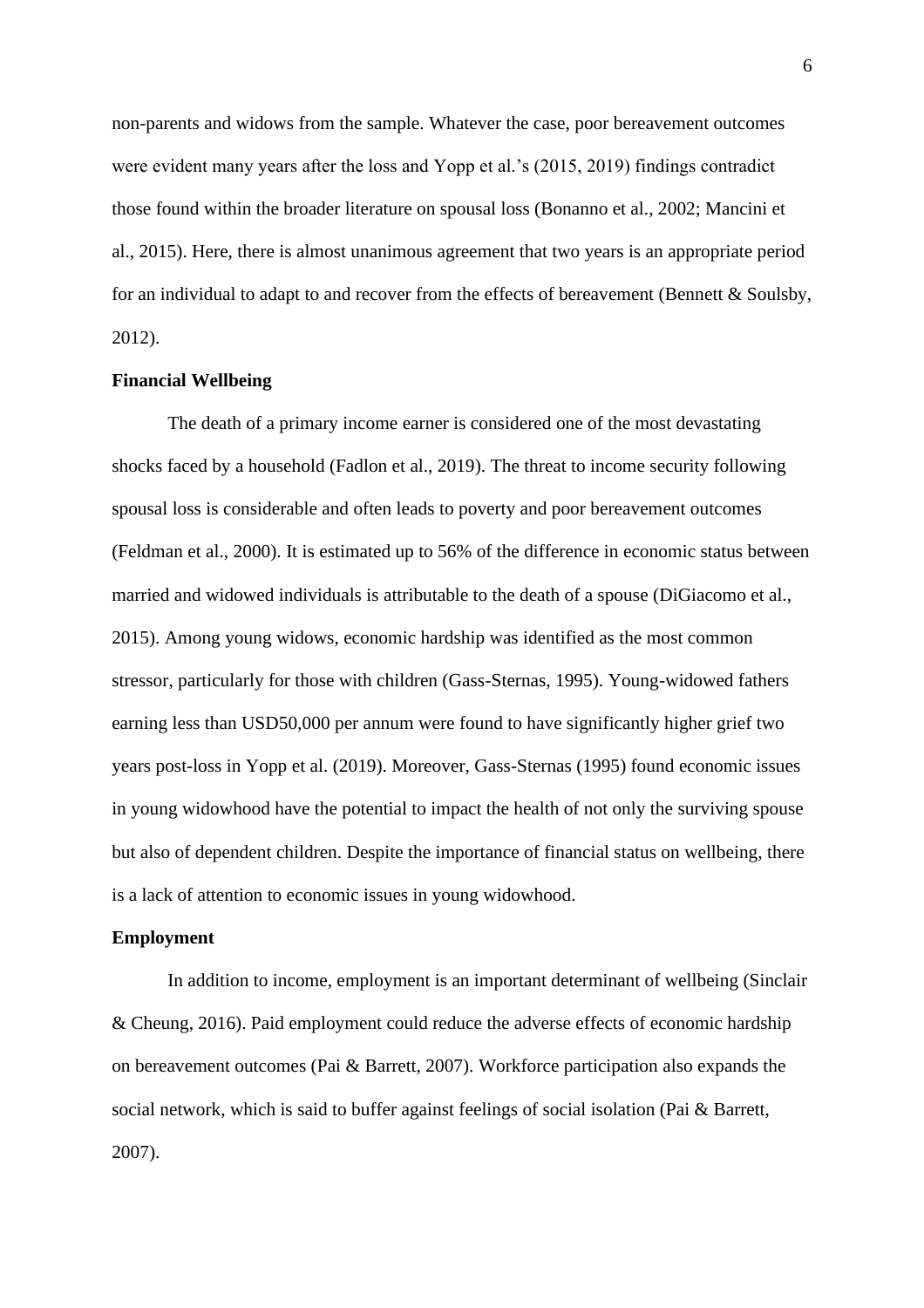non-parents and widows from the sample. Whatever the case, poor bereavement outcomes were evident many years after the loss and Yopp et al.'s (2015, 2019) findings contradict those found within the broader literature on spousal loss (Bonanno et al., 2002; Mancini et al., 2015). Here, there is almost unanimous agreement that two years is an appropriate period for an individual to adapt to and recover from the effects of bereavement (Bennett & Soulsby, 2012).

### Financial Wellbeing

The death of a primary income earner is considered one of the most devastating shocks faced by a household (Fadlon et al., 2019). The threat to income security following spousal loss is considerable and often leads to poverty and poor bereavement outcomes (Feldman et al., 2000). It is estimated up to 56% of the difference in economic status between married and widowed individuals is attributable to the death of a spouse (DiGiacomo et al., 2015). Among young widows, economic hardship was identified as the most common stressor, particularly for those with children (Gass-Sternas, 1995). Young-widowed fathers earning less than USD50,000 per annum were found to have significantly higher grief two years post-loss in Yopp et al. (2019). Moreover, Gass-Sternas (1995) found economic issues in young widowhood have the potential to impact the health of not only the surviving spouse but also of dependent children. Despite the importance of financial status on wellbeing, there is a lack of attention to economic issues in young widowhood.

### Employment

In addition to income, employment is an important determinant of wellbeing (Sinclair & Cheung, 2016). Paid employment could reduce the adverse effects of economic hardship on bereavement outcomes (Pai & Barrett, 2007). Workforce participation also expands the social network, which is said to buffer against feelings of social isolation (Pai & Barrett, 2007).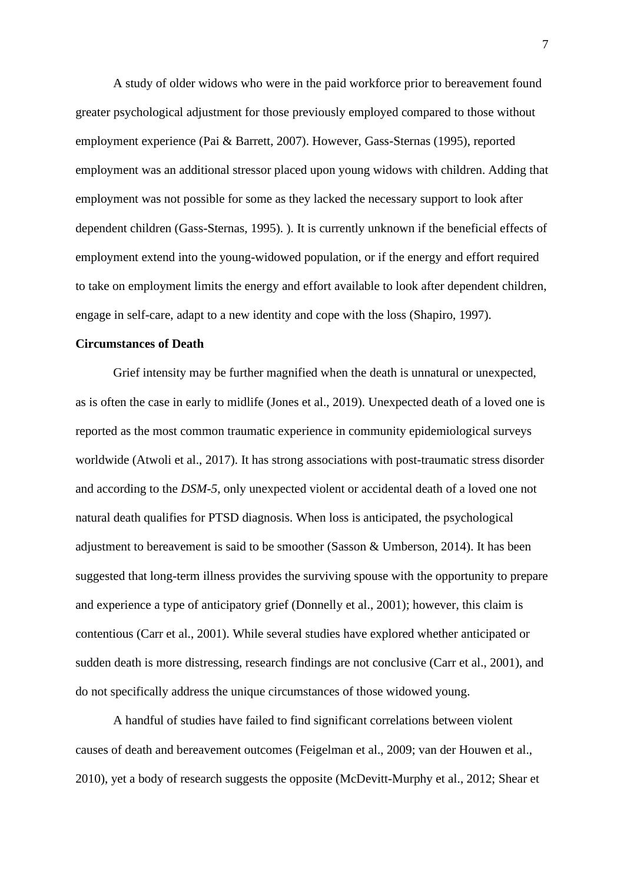A study of older widows who were in the paid workforce prior to bereavement found greater psychological adjustment for those previously employed compared to those without employment experience (Pai & Barrett, 2007). However, Gass-Sternas (1995), reported employment was an additional stressor placed upon young widows with children. Adding that employment was not possible for some as they lacked the necessary support to look after dependent children (Gass-Sternas, 1995). ). It is currently unknown if the beneficial effects of employment extend into the young-widowed population, or if the energy and effort required to take on employment limits the energy and effort available to look after dependent children, engage in self-care, adapt to a new identity and cope with the loss (Shapiro, 1997).

**Circumstances of Death**

Grief intensity may be further magnified when the death is unnatural or unexpected, as is often the case in early to midlife (Jones et al., 2019). Unexpected death of a loved one is reported as the most common traumatic experience in community epidemiological surveys worldwide (Atwoli et al., 2017). It has strong associations with post-traumatic stress disorder and according to the *DSM-5*, only unexpected violent or accidental death of a loved one not natural death qualifies for PTSD diagnosis. When loss is anticipated, the psychological adjustment to bereavement is said to be smoother (Sasson & Umberson, 2014). It has been suggested that long-term illness provides the surviving spouse with the opportunity to prepare and experience a type of anticipatory grief (Donnelly et al., 2001); however, this claim is contentious (Carr et al., 2001). While several studies have explored whether anticipated or sudden death is more distressing, research findings are not conclusive (Carr et al., 2001), and do not specifically address the unique circumstances of those widowed young.

A handful of studies have failed to find significant correlations between violent causes of death and bereavement outcomes (Feigelman et al., 2009; van der Houwen et al., 2010), yet a body of research suggests the opposite (McDevitt-Murphy et al., 2012; Shear et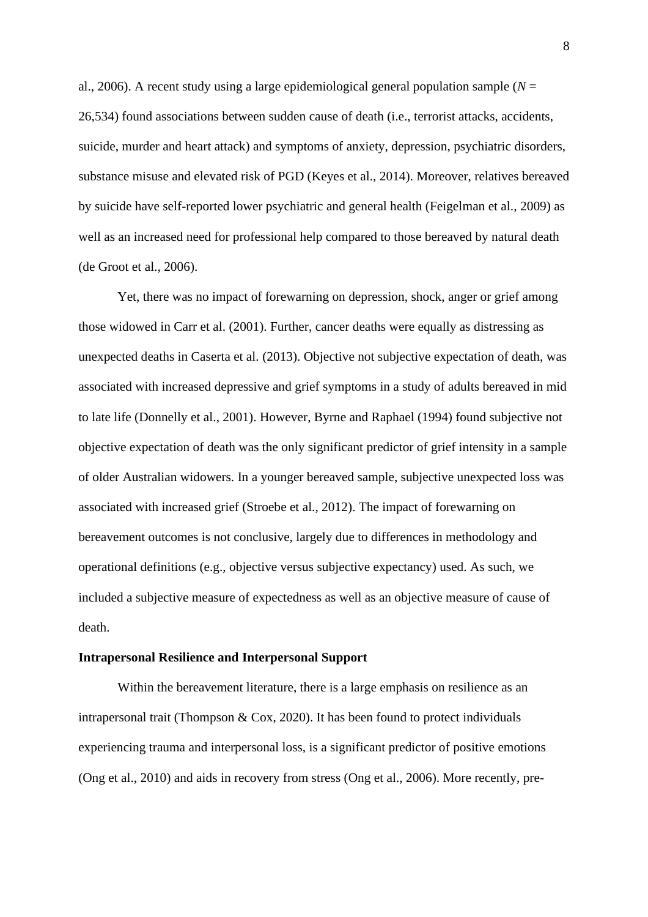al., 2006). A recent study using a large epidemiological general population sample (*N* = 26,534) found associations between sudden cause of death (i.e., terrorist attacks, accidents, suicide, murder and heart attack) and symptoms of anxiety, depression, psychiatric disorders, substance misuse and elevated risk of PGD (Keyes et al., 2014). Moreover, relatives bereaved by suicide have self-reported lower psychiatric and general health (Feigelman et al., 2009) as well as an increased need for professional help compared to those bereaved by natural death (de Groot et al., 2006).

Yet, there was no impact of forewarning on depression, shock, anger or grief among those widowed in Carr et al. (2001). Further, cancer deaths were equally as distressing as unexpected deaths in Caserta et al. (2013). Objective not subjective expectation of death, was associated with increased depressive and grief symptoms in a study of adults bereaved in mid to late life (Donnelly et al., 2001). However, Byrne and Raphael (1994) found subjective not objective expectation of death was the only significant predictor of grief intensity in a sample of older Australian widowers. In a younger bereaved sample, subjective unexpected loss was associated with increased grief (Stroebe et al., 2012). The impact of forewarning on bereavement outcomes is not conclusive, largely due to differences in methodology and operational definitions (e.g., objective versus subjective expectancy) used. As such, we included a subjective measure of expectedness as well as an objective measure of cause of death.

**Intrapersonal Resilience and Interpersonal Support**

Within the bereavement literature, there is a large emphasis on resilience as an intrapersonal trait (Thompson & Cox, 2020). It has been found to protect individuals experiencing trauma and interpersonal loss, is a significant predictor of positive emotions (Ong et al., 2010) and aids in recovery from stress (Ong et al., 2006). More recently, pre-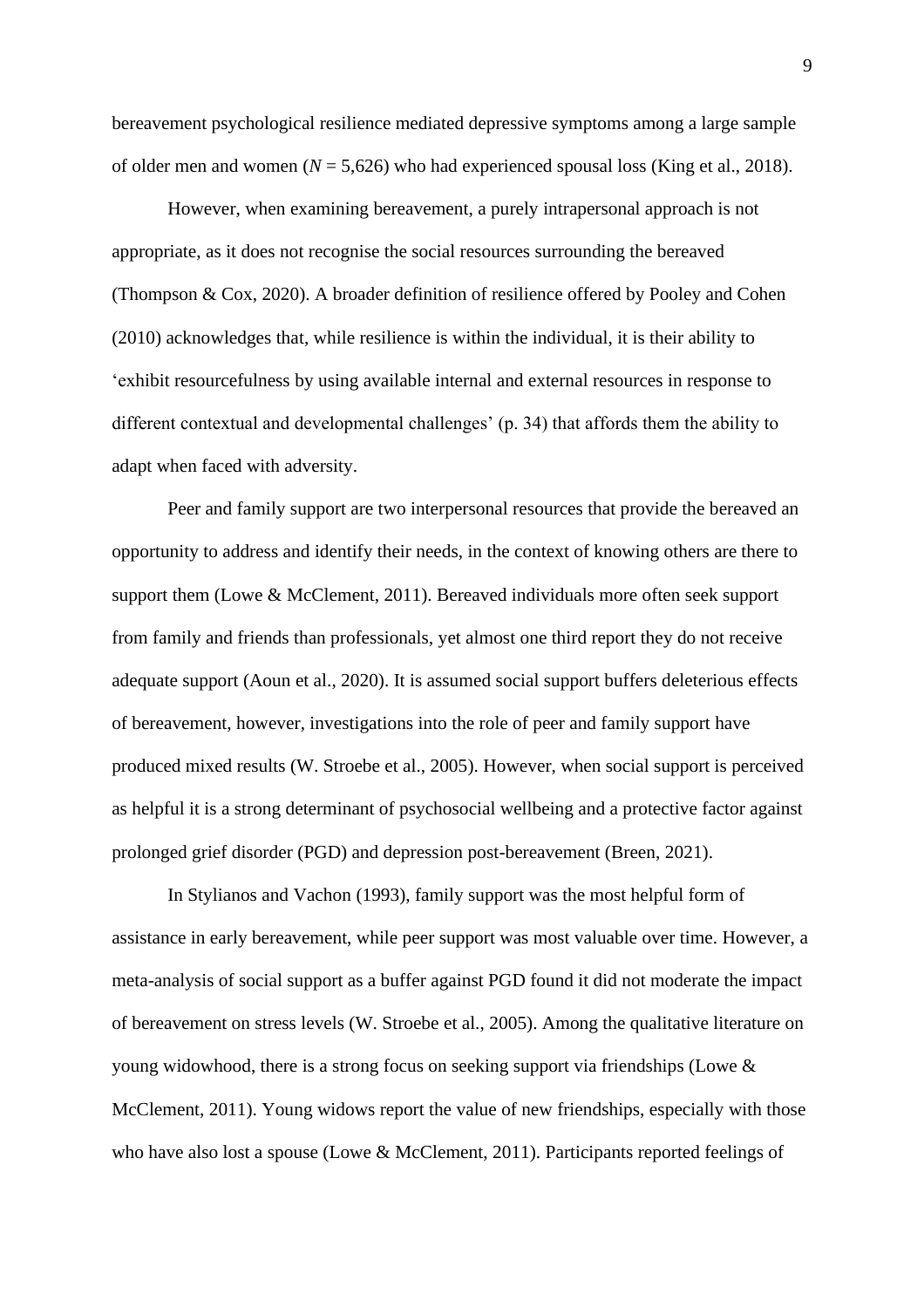bereavement psychological resilience mediated depressive symptoms among a large sample of older men and women (*N* = 5,626) who had experienced spousal loss (King et al., 2018).

However, when examining bereavement, a purely intrapersonal approach is not appropriate, as it does not recognise the social resources surrounding the bereaved (Thompson & Cox, 2020). A broader definition of resilience offered by Pooley and Cohen (2010) acknowledges that, while resilience is within the individual, it is their ability to 'exhibit resourcefulness by using available internal and external resources in response to different contextual and developmental challenges' (p. 34) that affords them the ability to adapt when faced with adversity.

Peer and family support are two interpersonal resources that provide the bereaved an opportunity to address and identify their needs, in the context of knowing others are there to support them (Lowe & McClement, 2011). Bereaved individuals more often seek support from family and friends than professionals, yet almost one third report they do not receive adequate support (Aoun et al., 2020). It is assumed social support buffers deleterious effects of bereavement, however, investigations into the role of peer and family support have produced mixed results (W. Stroebe et al., 2005). However, when social support is perceived as helpful it is a strong determinant of psychosocial wellbeing and a protective factor against prolonged grief disorder (PGD) and depression post-bereavement (Breen, 2021).

In Stylianos and Vachon (1993), family support was the most helpful form of assistance in early bereavement, while peer support was most valuable over time. However, a meta-analysis of social support as a buffer against PGD found it did not moderate the impact of bereavement on stress levels (W. Stroebe et al., 2005). Among the qualitative literature on young widowhood, there is a strong focus on seeking support via friendships (Lowe & McClement, 2011). Young widows report the value of new friendships, especially with those who have also lost a spouse (Lowe & McClement, 2011). Participants reported feelings of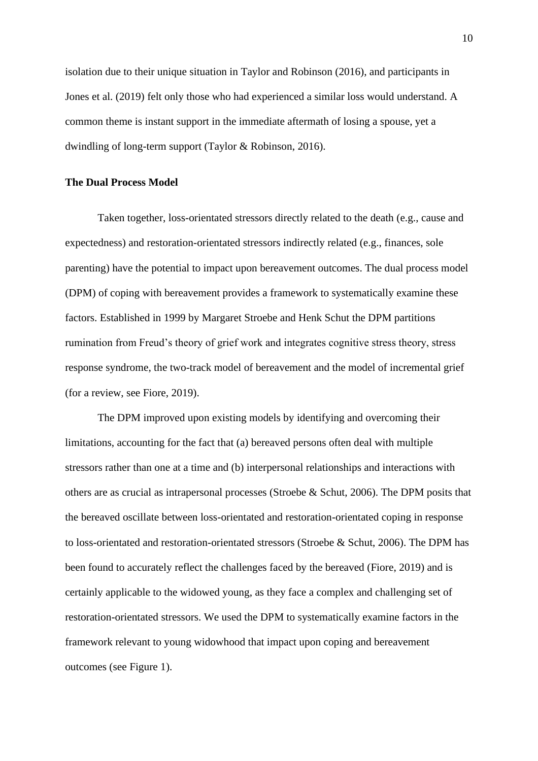isolation due to their unique situation in Taylor and Robinson (2016), and participants in Jones et al. (2019) felt only those who had experienced a similar loss would understand. A common theme is instant support in the immediate aftermath of losing a spouse, yet a dwindling of long-term support (Taylor & Robinson, 2016).

**The Dual Process Model**

Taken together, loss-orientated stressors directly related to the death (e.g., cause and expectedness) and restoration-orientated stressors indirectly related (e.g., finances, sole parenting) have the potential to impact upon bereavement outcomes. The dual process model (DPM) of coping with bereavement provides a framework to systematically examine these factors. Established in 1999 by Margaret Stroebe and Henk Schut the DPM partitions rumination from Freud's theory of grief work and integrates cognitive stress theory, stress response syndrome, the two-track model of bereavement and the model of incremental grief (for a review, see Fiore, 2019).

The DPM improved upon existing models by identifying and overcoming their limitations, accounting for the fact that (a) bereaved persons often deal with multiple stressors rather than one at a time and (b) interpersonal relationships and interactions with others are as crucial as intrapersonal processes (Stroebe & Schut, 2006). The DPM posits that the bereaved oscillate between loss-orientated and restoration-orientated coping in response to loss-orientated and restoration-orientated stressors (Stroebe & Schut, 2006). The DPM has been found to accurately reflect the challenges faced by the bereaved (Fiore, 2019) and is certainly applicable to the widowed young, as they face a complex and challenging set of restoration-orientated stressors. We used the DPM to systematically examine factors in the framework relevant to young widowhood that impact upon coping and bereavement outcomes (see Figure 1).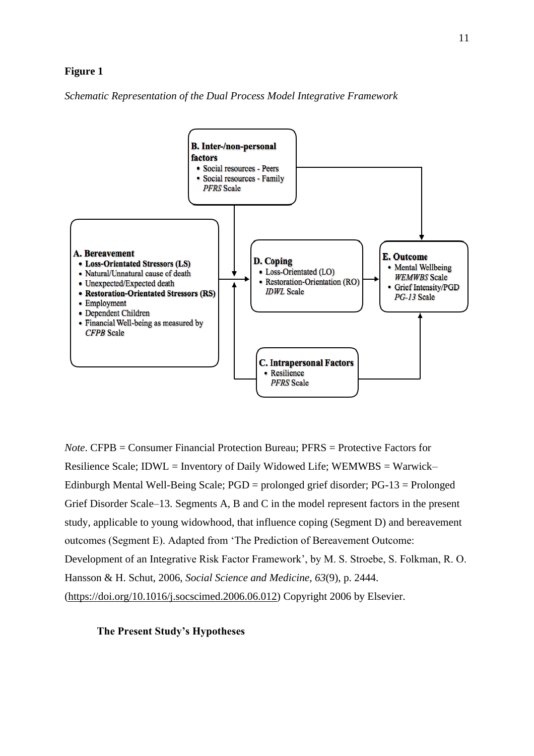**Figure 1**

*Schematic Representation of the Dual Process Model Integrative Framework*

**B. Inter-/non-personal factors**
- Social resources - Peers
- Social resources - Family

*PFRS* Scale

**A. Bereavement**
- **Loss-Orientated Stressors (LS)**
- Natural/Unnatural cause of death
- Unexpected/Expected death
- **Restoration-Orientated Stressors (RS)**
- Employment
- Dependent Children
- Financial Well-being as measured by *CFPB* Scale

**D. Coping**
- Loss-Orientated (LO)
- Restoration-Orientation (RO)

*IDWL* Scale

**E. Outcome**
- Mental Wellbeing *WEMWBS* Scale
- Grief Intensity/PGD *PG-13* Scale

**C. Intrapersonal Factors**
- Resilience

*PFRS* Scale

*Note*. CFPB = Consumer Financial Protection Bureau; PFRS = Protective Factors for Resilience Scale; IDWL = Inventory of Daily Widowed Life; WEMWBS = Warwick–Edinburgh Mental Well-Being Scale; PGD = prolonged grief disorder; PG-13 = Prolonged Grief Disorder Scale–13. Segments A, B and C in the model represent factors in the present study, applicable to young widowhood, that influence coping (Segment D) and bereavement outcomes (Segment E). Adapted from 'The Prediction of Bereavement Outcome: Development of an Integrative Risk Factor Framework', by M. S. Stroebe, S. Folkman, R. O. Hansson & H. Schut, 2006, *Social Science and Medicine*, *63*(9), p. 2444. (https://doi.org/10.1016/j.socscimed.2006.06.012) Copyright 2006 by Elsevier.

## The Present Study's Hypotheses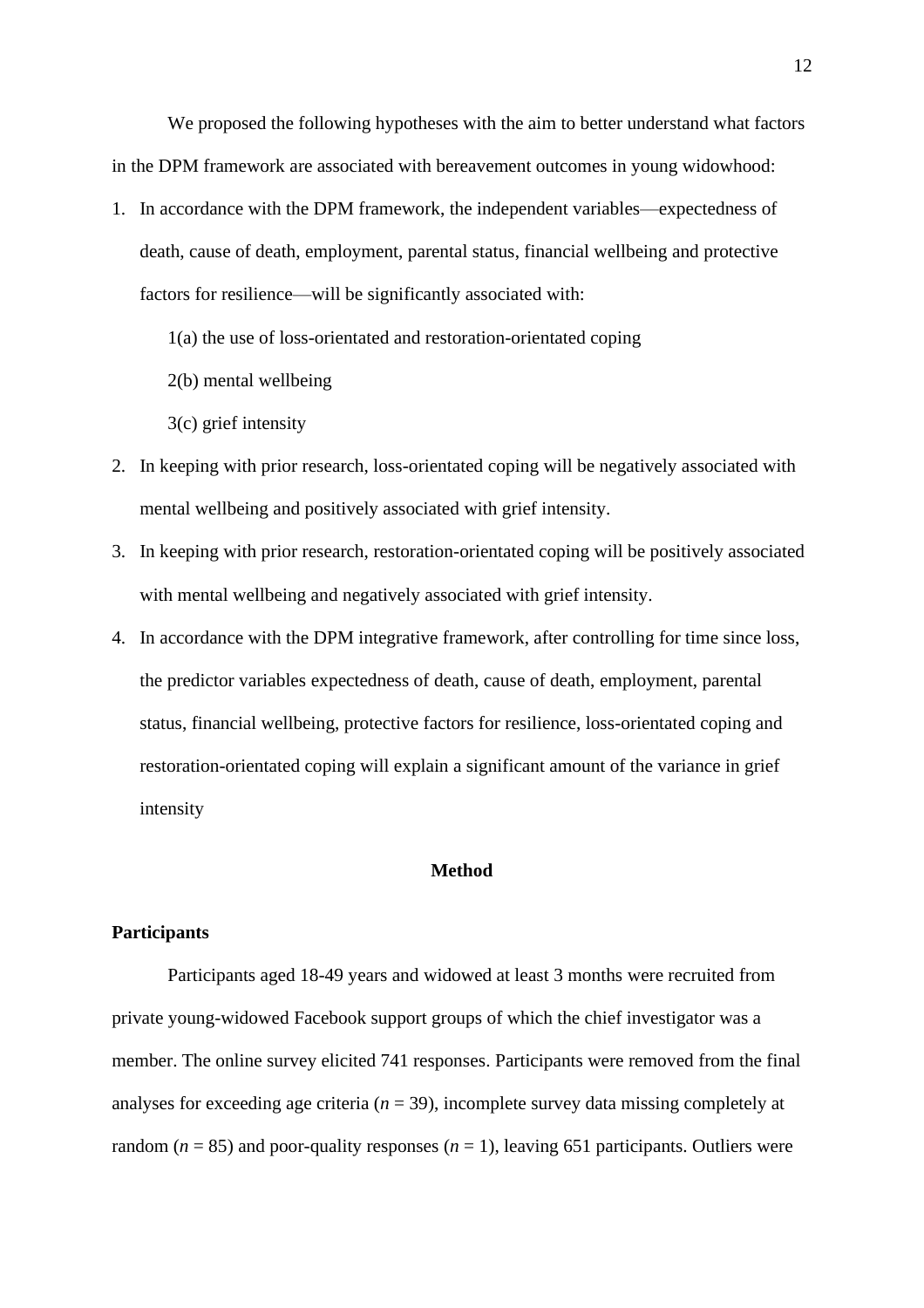We proposed the following hypotheses with the aim to better understand what factors in the DPM framework are associated with bereavement outcomes in young widowhood:

1. In accordance with the DPM framework, the independent variables—expectedness of death, cause of death, employment, parental status, financial wellbeing and protective factors for resilience—will be significantly associated with:

   1(a) the use of loss-orientated and restoration-orientated coping

   2(b) mental wellbeing

   3(c) grief intensity

2. In keeping with prior research, loss-orientated coping will be negatively associated with mental wellbeing and positively associated with grief intensity.
3. In keeping with prior research, restoration-orientated coping will be positively associated with mental wellbeing and negatively associated with grief intensity.
4. In accordance with the DPM integrative framework, after controlling for time since loss, the predictor variables expectedness of death, cause of death, employment, parental status, financial wellbeing, protective factors for resilience, loss-orientated coping and restoration-orientated coping will explain a significant amount of the variance in grief intensity

## Method

### Participants

Participants aged 18-49 years and widowed at least 3 months were recruited from private young-widowed Facebook support groups of which the chief investigator was a member. The online survey elicited 741 responses. Participants were removed from the final analyses for exceeding age criteria (*n* = 39), incomplete survey data missing completely at random (*n* = 85) and poor-quality responses (*n* = 1), leaving 651 participants. Outliers were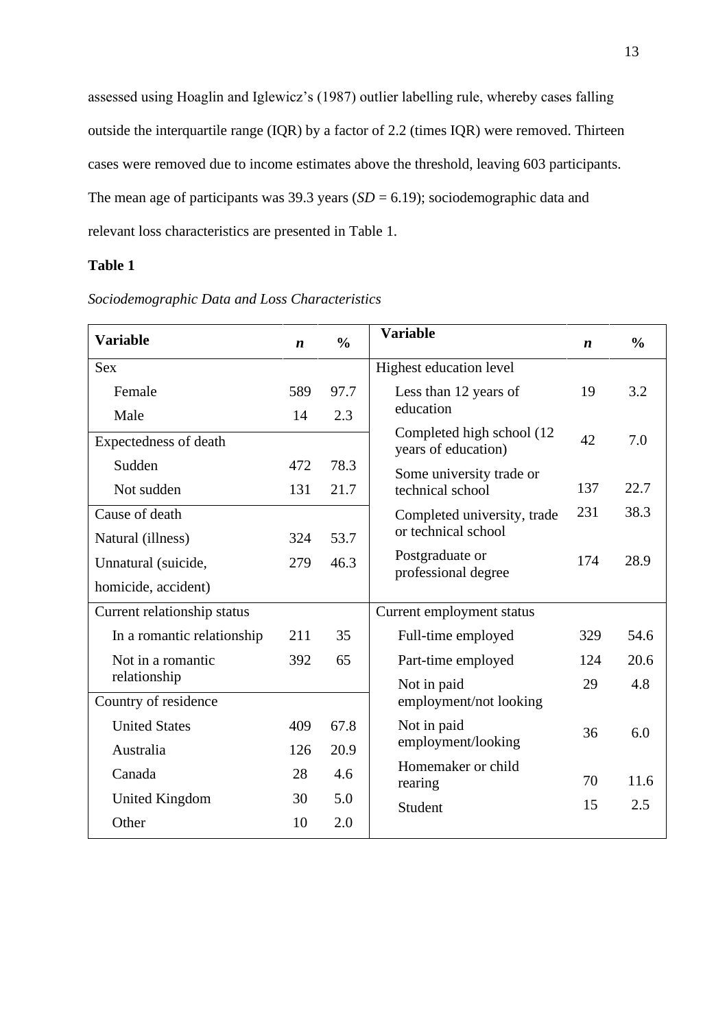assessed using Hoaglin and Iglewicz's (1987) outlier labelling rule, whereby cases falling outside the interquartile range (IQR) by a factor of 2.2 (times IQR) were removed. Thirteen cases were removed due to income estimates above the threshold, leaving 603 participants. The mean age of participants was 39.3 years (*SD* = 6.19); sociodemographic data and relevant loss characteristics are presented in Table 1.

**Table 1**

*Sociodemographic Data and Loss Characteristics*

| Variable | *n* | % | Variable | *n* | % |
|---|---|---|---|---|---|
| Sex | | | Highest education level | | |
| Female | 589 | 97.7 | Less than 12 years of education | 19 | 3.2 |
| Male | 14 | 2.3 | Completed high school (12 years of education) | 42 | 7.0 |
| Expectedness of death | | | Some university trade or technical school | 137 | 22.7 |
| Sudden | 472 | 78.3 | Completed university, trade or technical school | 231 | 38.3 |
| Not sudden | 131 | 21.7 | Postgraduate or professional degree | 174 | 28.9 |
| Cause of death | | | | | |
| Natural (illness) | 324 | 53.7 | | | |
| Unnatural (suicide, homicide, accident) | 279 | 46.3 | | | |
| Current relationship status | | | Current employment status | | |
| In a romantic relationship | 211 | 35 | Full-time employed | 329 | 54.6 |
| Not in a romantic relationship | 392 | 65 | Part-time employed | 124 | 20.6 |
| Country of residence | | | Not in paid employment/not looking | 29 | 4.8 |
| United States | 409 | 67.8 | Not in paid employment/looking | 36 | 6.0 |
| Australia | 126 | 20.9 | Homemaker or child rearing | 70 | 11.6 |
| Canada | 28 | 4.6 | Student | 15 | 2.5 |
| United Kingdom | 30 | 5.0 | | | |
| Other | 10 | 2.0 | | | |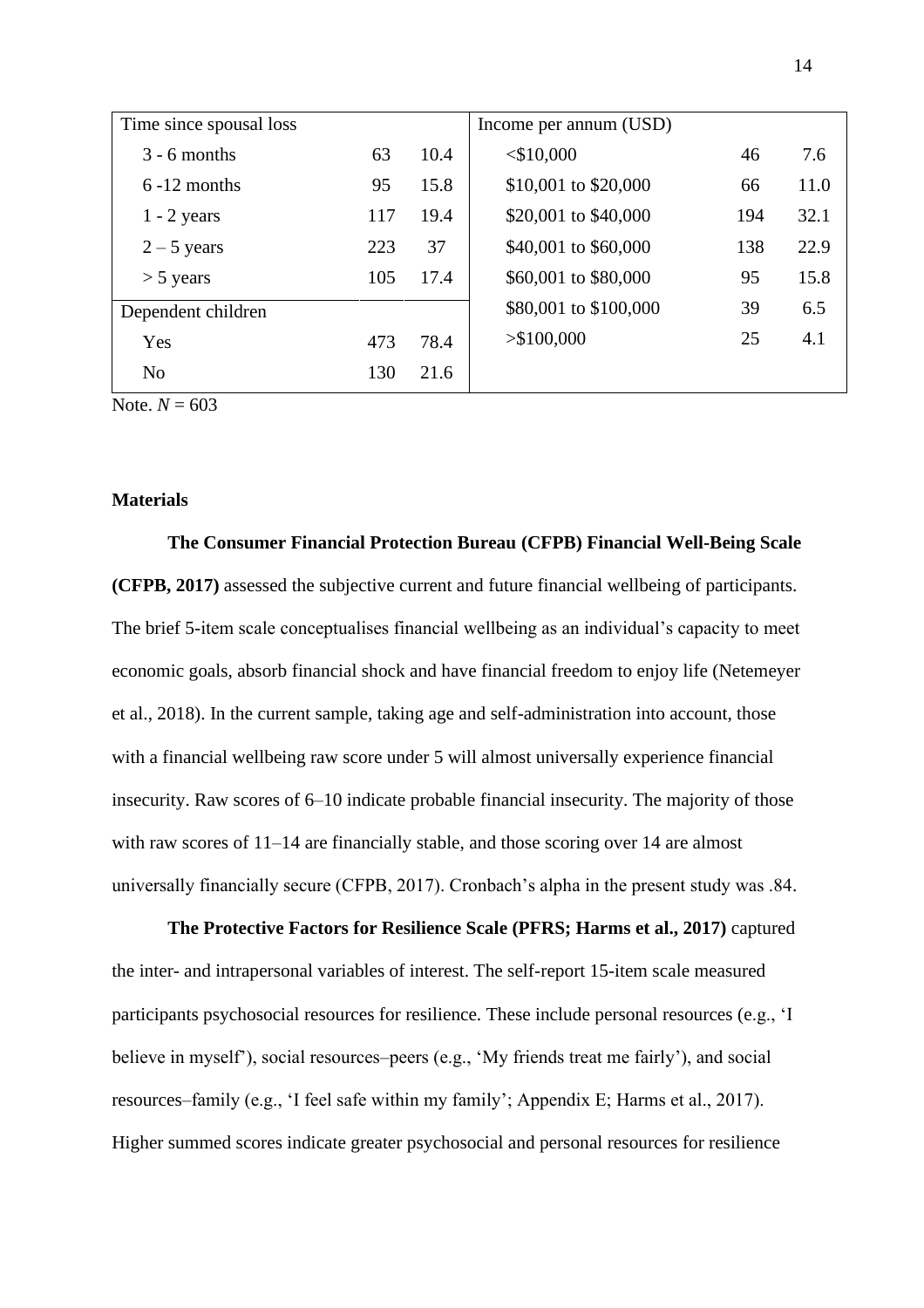| Time since spousal loss | | | Income per annum (USD) | | |
|---|---|---|---|---|---|
| 3 - 6 months | 63 | 10.4 | <$10,000 | 46 | 7.6 |
| 6 -12 months | 95 | 15.8 | $10,001 to $20,000 | 66 | 11.0 |
| 1 - 2 years | 117 | 19.4 | $20,001 to $40,000 | 194 | 32.1 |
| 2 – 5 years | 223 | 37 | $40,001 to $60,000 | 138 | 22.9 |
| > 5 years | 105 | 17.4 | $60,001 to $80,000 | 95 | 15.8 |
| Dependent children | | | $80,001 to $100,000 | 39 | 6.5 |
| Yes | 473 | 78.4 | >$100,000 | 25 | 4.1 |
| No | 130 | 21.6 | | | |

Note. $N$ = 603

**Materials**

**The Consumer Financial Protection Bureau (CFPB) Financial Well-Being Scale (CFPB, 2017)** assessed the subjective current and future financial wellbeing of participants. The brief 5-item scale conceptualises financial wellbeing as an individual's capacity to meet economic goals, absorb financial shock and have financial freedom to enjoy life (Netemeyer et al., 2018). In the current sample, taking age and self-administration into account, those with a financial wellbeing raw score under 5 will almost universally experience financial insecurity. Raw scores of 6–10 indicate probable financial insecurity. The majority of those with raw scores of 11–14 are financially stable, and those scoring over 14 are almost universally financially secure (CFPB, 2017). Cronbach's alpha in the present study was .84.

**The Protective Factors for Resilience Scale (PFRS; Harms et al., 2017)** captured the inter- and intrapersonal variables of interest. The self-report 15-item scale measured participants psychosocial resources for resilience. These include personal resources (e.g., 'I believe in myself'), social resources–peers (e.g., 'My friends treat me fairly'), and social resources–family (e.g., 'I feel safe within my family'; Appendix E; Harms et al., 2017). Higher summed scores indicate greater psychosocial and personal resources for resilience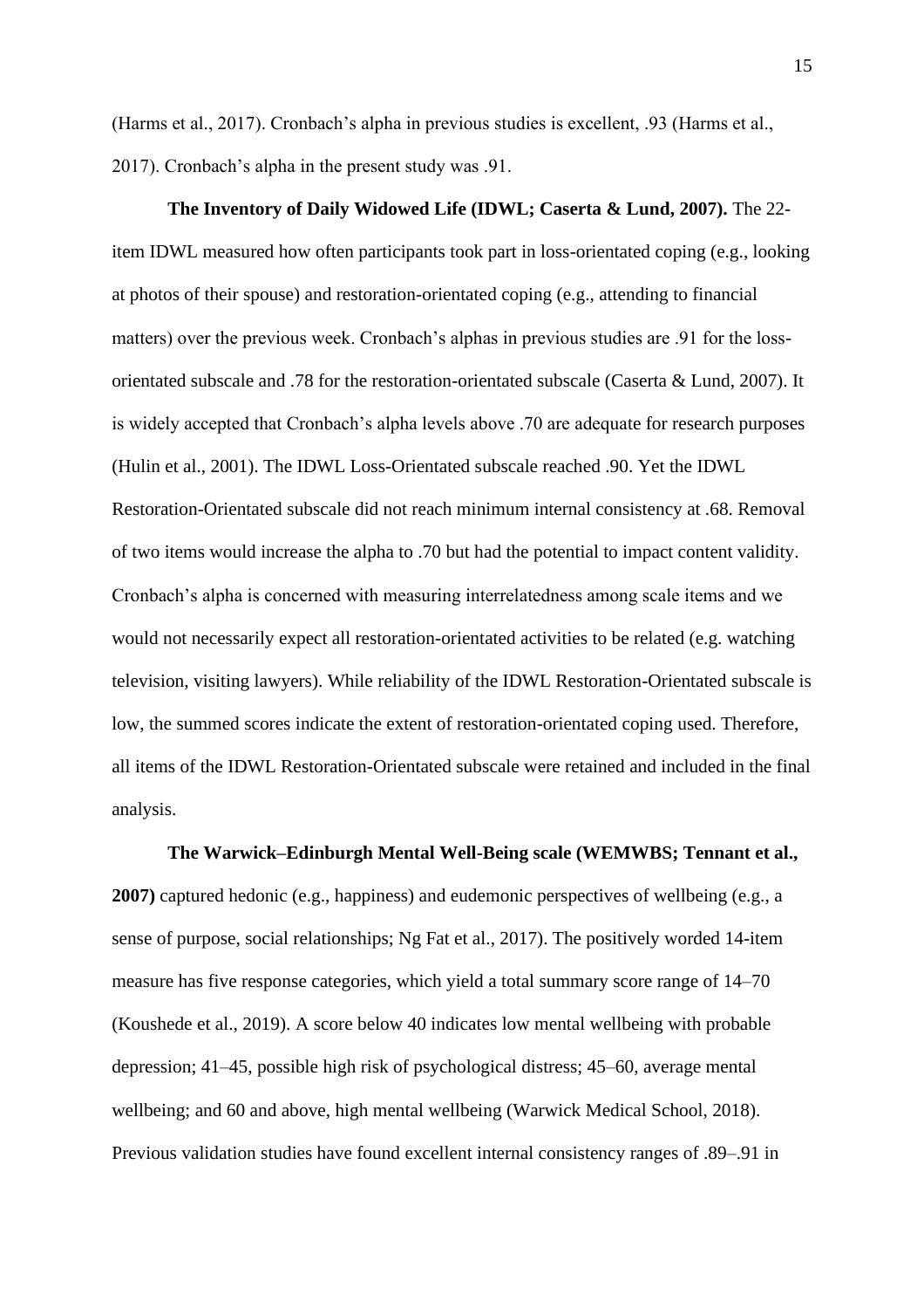(Harms et al., 2017). Cronbach's alpha in previous studies is excellent, .93 (Harms et al., 2017). Cronbach's alpha in the present study was .91.

**The Inventory of Daily Widowed Life (IDWL; Caserta & Lund, 2007).** The 22-item IDWL measured how often participants took part in loss-orientated coping (e.g., looking at photos of their spouse) and restoration-orientated coping (e.g., attending to financial matters) over the previous week. Cronbach's alphas in previous studies are .91 for the loss-orientated subscale and .78 for the restoration-orientated subscale (Caserta & Lund, 2007). It is widely accepted that Cronbach's alpha levels above .70 are adequate for research purposes (Hulin et al., 2001). The IDWL Loss-Orientated subscale reached .90. Yet the IDWL Restoration-Orientated subscale did not reach minimum internal consistency at .68. Removal of two items would increase the alpha to .70 but had the potential to impact content validity. Cronbach's alpha is concerned with measuring interrelatedness among scale items and we would not necessarily expect all restoration-orientated activities to be related (e.g. watching television, visiting lawyers). While reliability of the IDWL Restoration-Orientated subscale is low, the summed scores indicate the extent of restoration-orientated coping used. Therefore, all items of the IDWL Restoration-Orientated subscale were retained and included in the final analysis.

**The Warwick–Edinburgh Mental Well-Being scale (WEMWBS; Tennant et al., 2007)** captured hedonic (e.g., happiness) and eudemonic perspectives of wellbeing (e.g., a sense of purpose, social relationships; Ng Fat et al., 2017). The positively worded 14-item measure has five response categories, which yield a total summary score range of 14–70 (Koushede et al., 2019). A score below 40 indicates low mental wellbeing with probable depression; 41–45, possible high risk of psychological distress; 45–60, average mental wellbeing; and 60 and above, high mental wellbeing (Warwick Medical School, 2018). Previous validation studies have found excellent internal consistency ranges of .89–.91 in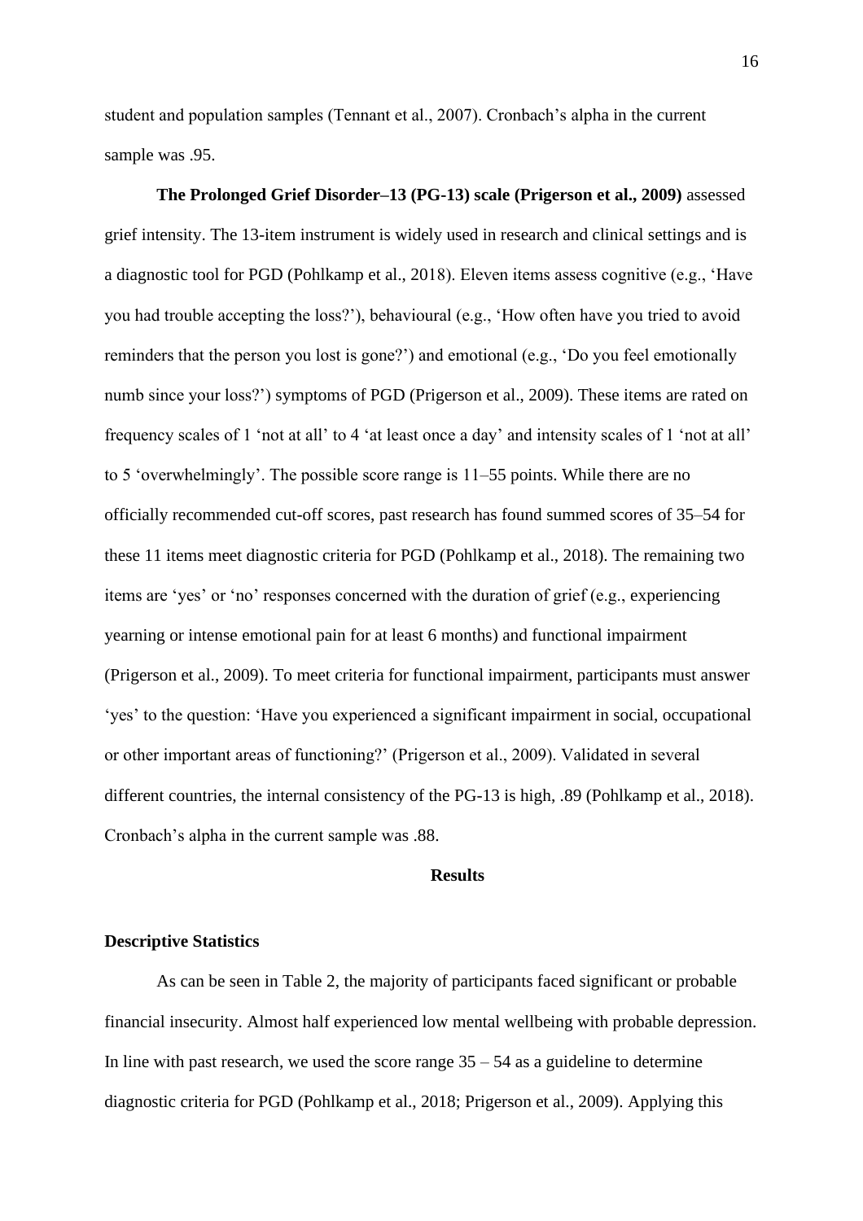student and population samples (Tennant et al., 2007). Cronbach's alpha in the current sample was .95.

**The Prolonged Grief Disorder–13 (PG-13) scale (Prigerson et al., 2009)** assessed grief intensity. The 13-item instrument is widely used in research and clinical settings and is a diagnostic tool for PGD (Pohlkamp et al., 2018). Eleven items assess cognitive (e.g., 'Have you had trouble accepting the loss?'), behavioural (e.g., 'How often have you tried to avoid reminders that the person you lost is gone?') and emotional (e.g., 'Do you feel emotionally numb since your loss?') symptoms of PGD (Prigerson et al., 2009). These items are rated on frequency scales of 1 'not at all' to 4 'at least once a day' and intensity scales of 1 'not at all' to 5 'overwhelmingly'. The possible score range is 11–55 points. While there are no officially recommended cut-off scores, past research has found summed scores of 35–54 for these 11 items meet diagnostic criteria for PGD (Pohlkamp et al., 2018). The remaining two items are 'yes' or 'no' responses concerned with the duration of grief (e.g., experiencing yearning or intense emotional pain for at least 6 months) and functional impairment (Prigerson et al., 2009). To meet criteria for functional impairment, participants must answer 'yes' to the question: 'Have you experienced a significant impairment in social, occupational or other important areas of functioning?' (Prigerson et al., 2009). Validated in several different countries, the internal consistency of the PG-13 is high, .89 (Pohlkamp et al., 2018). Cronbach's alpha in the current sample was .88.

## Results

### Descriptive Statistics

As can be seen in Table 2, the majority of participants faced significant or probable financial insecurity. Almost half experienced low mental wellbeing with probable depression. In line with past research, we used the score range 35 – 54 as a guideline to determine diagnostic criteria for PGD (Pohlkamp et al., 2018; Prigerson et al., 2009). Applying this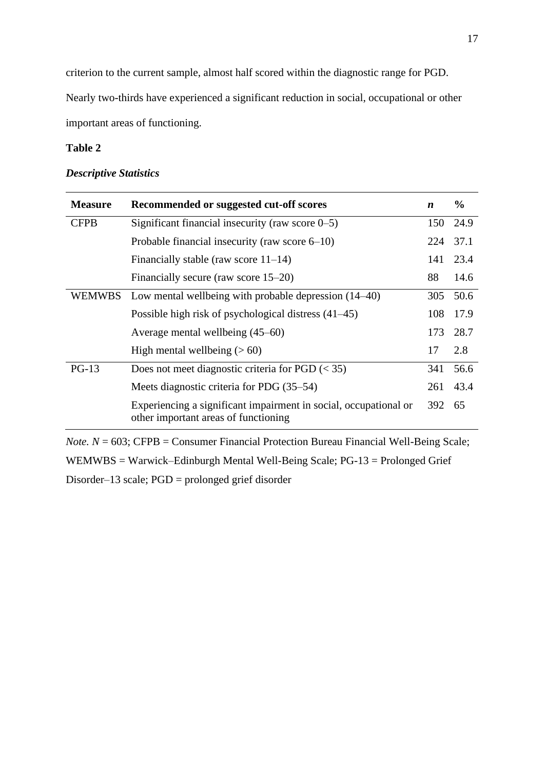criterion to the current sample, almost half scored within the diagnostic range for PGD. Nearly two-thirds have experienced a significant reduction in social, occupational or other important areas of functioning.

**Table 2**

***Descriptive Statistics***

| **Measure** | **Recommended or suggested cut-off scores** | ***n*** | **%** |
|---|---|---|---|
| CFPB | Significant financial insecurity (raw score 0–5) | 150 | 24.9 |
| | Probable financial insecurity (raw score 6–10) | 224 | 37.1 |
| | Financially stable (raw score 11–14) | 141 | 23.4 |
| | Financially secure (raw score 15–20) | 88 | 14.6 |
| WEMWBS | Low mental wellbeing with probable depression (14–40) | 305 | 50.6 |
| | Possible high risk of psychological distress (41–45) | 108 | 17.9 |
| | Average mental wellbeing (45–60) | 173 | 28.7 |
| | High mental wellbeing (> 60) | 17 | 2.8 |
| PG-13 | Does not meet diagnostic criteria for PGD (< 35) | 341 | 56.6 |
| | Meets diagnostic criteria for PDG (35–54) | 261 | 43.4 |
| | Experiencing a significant impairment in social, occupational or other important areas of functioning | 392 | 65 |

*Note.* $N$ = 603; CFPB = Consumer Financial Protection Bureau Financial Well-Being Scale; WEMWBS = Warwick–Edinburgh Mental Well-Being Scale; PG-13 = Prolonged Grief Disorder–13 scale; PGD = prolonged grief disorder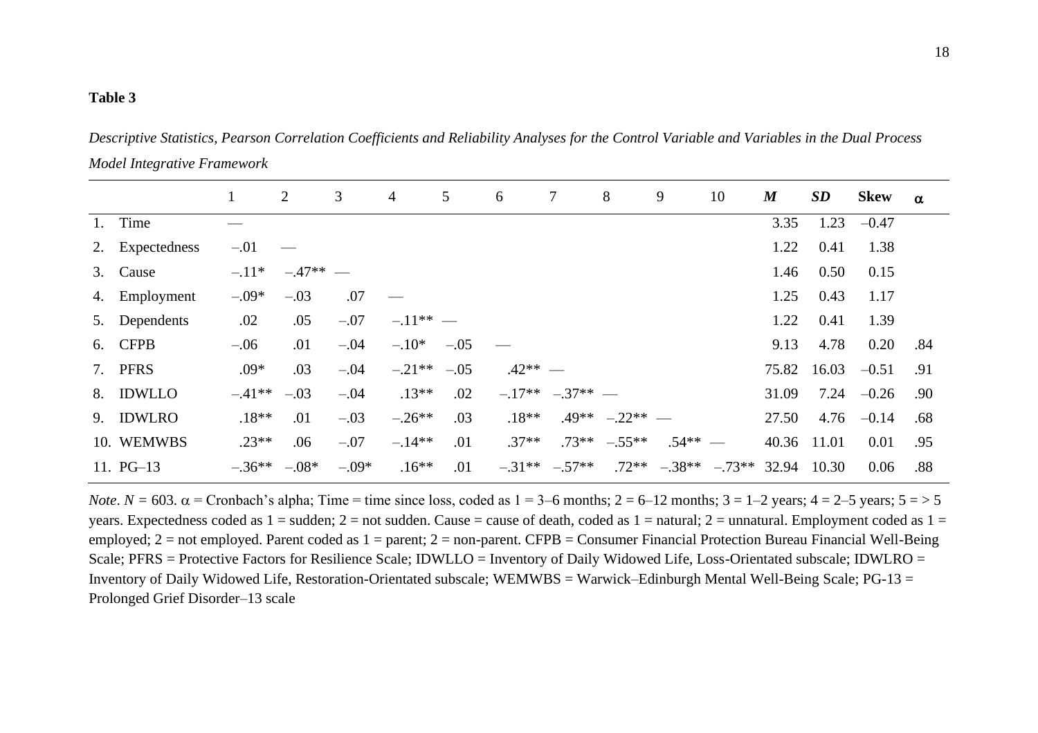**Table 3**

*Descriptive Statistics, Pearson Correlation Coefficients and Reliability Analyses for the Control Variable and Variables in the Dual Process Model Integrative Framework*

| | 1 | 2 | 3 | 4 | 5 | 6 | 7 | 8 | 9 | 10 | ***M*** | ***SD*** | **Skew** | α |
|---|---|---|---|---|---|---|---|---|---|---|---|---|---|---|
| 1. Time | — | | | | | | | | | | 3.35 | 1.23 | –0.47 | |
| 2. Expectedness | –.01 | — | | | | | | | | | 1.22 | 0.41 | 1.38 | |
| 3. Cause | –.11* | –.47** | — | | | | | | | | 1.46 | 0.50 | 0.15 | |
| 4. Employment | –.09* | –.03 | .07 | — | | | | | | | 1.25 | 0.43 | 1.17 | |
| 5. Dependents | .02 | .05 | –.07 | –.11** | — | | | | | | 1.22 | 0.41 | 1.39 | |
| 6. CFPB | –.06 | .01 | –.04 | –.10* | –.05 | — | | | | | 9.13 | 4.78 | 0.20 | .84 |
| 7. PFRS | .09* | .03 | –.04 | –.21** | –.05 | .42** | — | | | | 75.82 | 16.03 | –0.51 | .91 |
| 8. IDWLLO | –.41** | –.03 | –.04 | .13** | .02 | –.17** | –.37** | — | | | 31.09 | 7.24 | –0.26 | .90 |
| 9. IDWLRO | .18** | .01 | –.03 | –.26** | .03 | .18** | .49** | –.22** | — | | 27.50 | 4.76 | –0.14 | .68 |
| 10. WEMWBS | .23** | .06 | –.07 | –.14** | .01 | .37** | .73** | –.55** | .54** | — | 40.36 | 11.01 | 0.01 | .95 |
| 11. PG–13 | –.36** | –.08* | –.09* | .16** | .01 | –.31** | –.57** | .72** | –.38** | –.73** | 32.94 | 10.30 | 0.06 | .88 |

*Note*. $N$ = 603. α = Cronbach's alpha; Time = time since loss, coded as 1 = 3–6 months; 2 = 6–12 months; 3 = 1–2 years; 4 = 2–5 years; 5 = > 5 years. Expectedness coded as 1 = sudden; 2 = not sudden. Cause = cause of death, coded as 1 = natural; 2 = unnatural. Employment coded as 1 = employed; 2 = not employed. Parent coded as 1 = parent; 2 = non-parent. CFPB = Consumer Financial Protection Bureau Financial Well-Being Scale; PFRS = Protective Factors for Resilience Scale; IDWLLO = Inventory of Daily Widowed Life, Loss-Orientated subscale; IDWLRO = Inventory of Daily Widowed Life, Restoration-Orientated subscale; WEMWBS = Warwick–Edinburgh Mental Well-Being Scale; PG-13 = Prolonged Grief Disorder–13 scale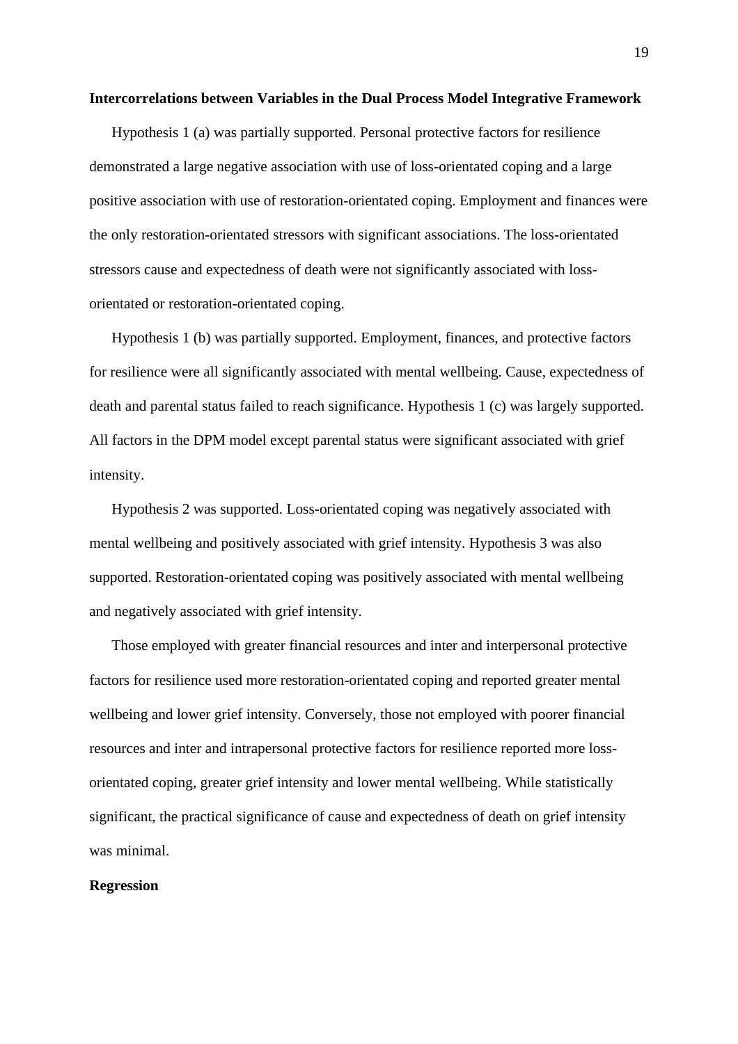**Intercorrelations between Variables in the Dual Process Model Integrative Framework**

Hypothesis 1 (a) was partially supported. Personal protective factors for resilience demonstrated a large negative association with use of loss-orientated coping and a large positive association with use of restoration-orientated coping. Employment and finances were the only restoration-orientated stressors with significant associations. The loss-orientated stressors cause and expectedness of death were not significantly associated with loss-orientated or restoration-orientated coping.

Hypothesis 1 (b) was partially supported. Employment, finances, and protective factors for resilience were all significantly associated with mental wellbeing. Cause, expectedness of death and parental status failed to reach significance. Hypothesis 1 (c) was largely supported. All factors in the DPM model except parental status were significant associated with grief intensity.

Hypothesis 2 was supported. Loss-orientated coping was negatively associated with mental wellbeing and positively associated with grief intensity. Hypothesis 3 was also supported. Restoration-orientated coping was positively associated with mental wellbeing and negatively associated with grief intensity.

Those employed with greater financial resources and inter and interpersonal protective factors for resilience used more restoration-orientated coping and reported greater mental wellbeing and lower grief intensity. Conversely, those not employed with poorer financial resources and inter and intrapersonal protective factors for resilience reported more loss-orientated coping, greater grief intensity and lower mental wellbeing. While statistically significant, the practical significance of cause and expectedness of death on grief intensity was minimal.

**Regression**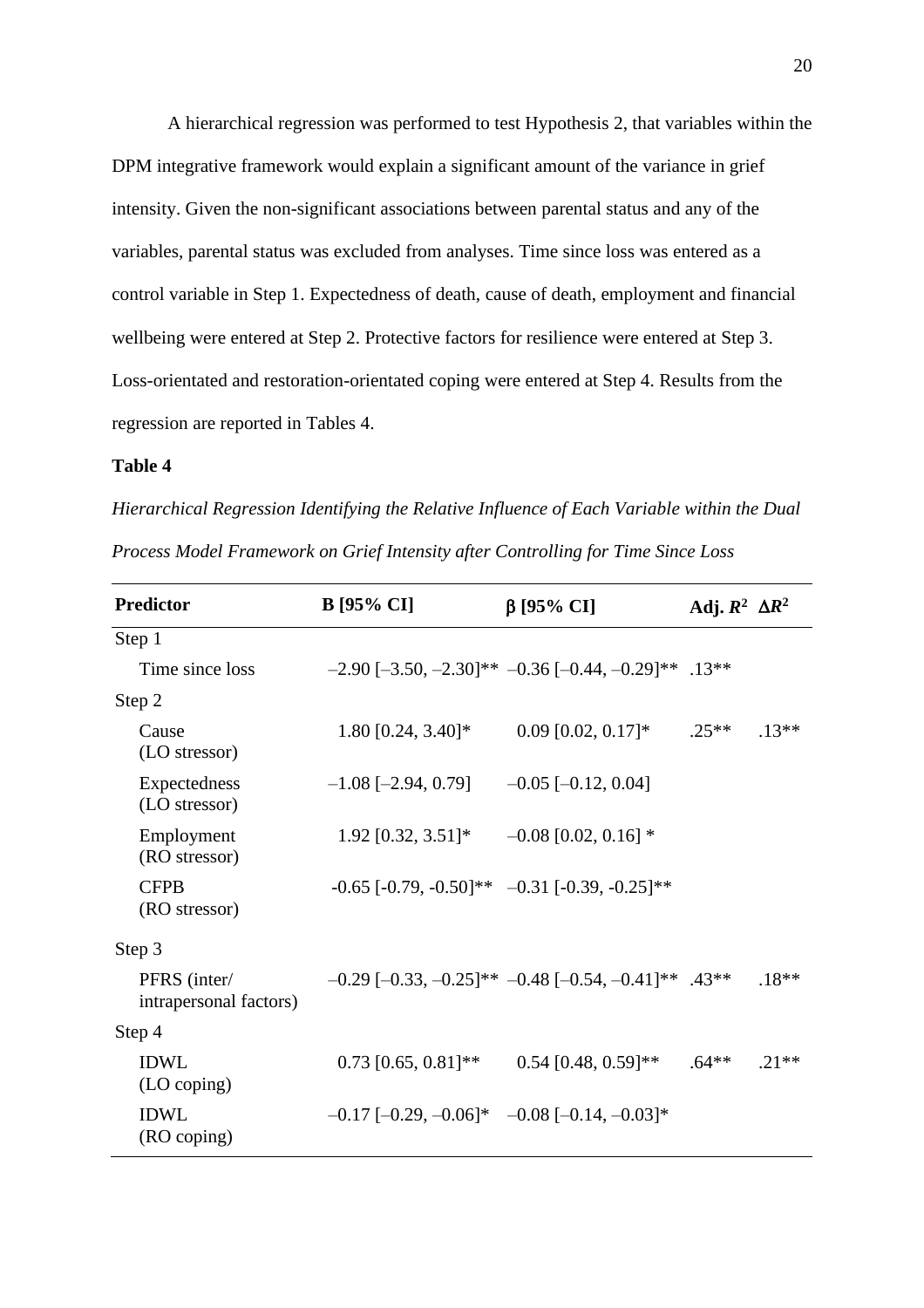A hierarchical regression was performed to test Hypothesis 2, that variables within the DPM integrative framework would explain a significant amount of the variance in grief intensity. Given the non-significant associations between parental status and any of the variables, parental status was excluded from analyses. Time since loss was entered as a control variable in Step 1. Expectedness of death, cause of death, employment and financial wellbeing were entered at Step 2. Protective factors for resilience were entered at Step 3. Loss-orientated and restoration-orientated coping were entered at Step 4. Results from the regression are reported in Tables 4.

**Table 4**

*Hierarchical Regression Identifying the Relative Influence of Each Variable within the Dual Process Model Framework on Grief Intensity after Controlling for Time Since Loss*

| Predictor | B [95% CI] | β [95% CI] | Adj. $R^2$ | $\Delta R^2$ |
|---|---|---|---|---|
| Step 1 | | | | |
| Time since loss | –2.90 [–3.50, –2.30]** | –0.36 [–0.44, –0.29]** | .13** | |
| Step 2 | | | | |
| Cause (LO stressor) | 1.80 [0.24, 3.40]* | 0.09 [0.02, 0.17]* | .25** | .13** |
| Expectedness (LO stressor) | –1.08 [–2.94, 0.79] | –0.05 [–0.12, 0.04] | | |
| Employment (RO stressor) | 1.92 [0.32, 3.51]* | –0.08 [0.02, 0.16] * | | |
| CFPB (RO stressor) | -0.65 [-0.79, -0.50]** | –0.31 [-0.39, -0.25]** | | |
| Step 3 | | | | |
| PFRS (inter/ intrapersonal factors) | –0.29 [–0.33, –0.25]** | –0.48 [–0.54, –0.41]** | .43** | .18** |
| Step 4 | | | | |
| IDWL (LO coping) | 0.73 [0.65, 0.81]** | 0.54 [0.48, 0.59]** | .64** | .21** |
| IDWL (RO coping) | –0.17 [–0.29, –0.06]* | –0.08 [–0.14, –0.03]* | | |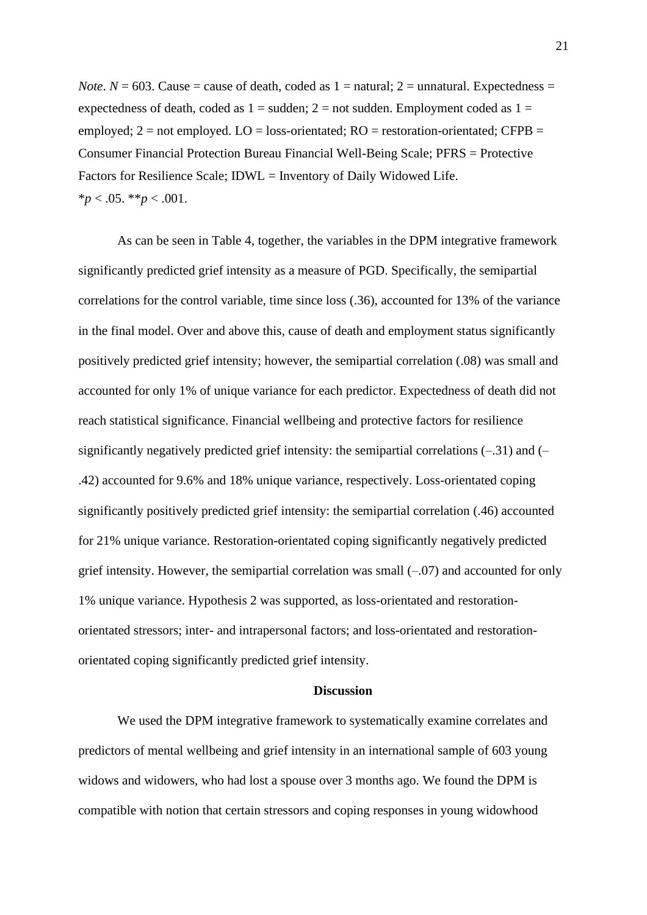*Note*. $N$ = 603. Cause = cause of death, coded as 1 = natural; 2 = unnatural. Expectedness = expectedness of death, coded as 1 = sudden; 2 = not sudden. Employment coded as 1 = employed; 2 = not employed. LO = loss-orientated; RO = restoration-orientated; CFPB = Consumer Financial Protection Bureau Financial Well-Being Scale; PFRS = Protective Factors for Resilience Scale; IDWL = Inventory of Daily Widowed Life.
*$p$ < .05. **$p$ < .001.

As can be seen in Table 4, together, the variables in the DPM integrative framework significantly predicted grief intensity as a measure of PGD. Specifically, the semipartial correlations for the control variable, time since loss (.36), accounted for 13% of the variance in the final model. Over and above this, cause of death and employment status significantly positively predicted grief intensity; however, the semipartial correlation (.08) was small and accounted for only 1% of unique variance for each predictor. Expectedness of death did not reach statistical significance. Financial wellbeing and protective factors for resilience significantly negatively predicted grief intensity: the semipartial correlations (–.31) and (–.42) accounted for 9.6% and 18% unique variance, respectively. Loss-orientated coping significantly positively predicted grief intensity: the semipartial correlation (.46) accounted for 21% unique variance. Restoration-orientated coping significantly negatively predicted grief intensity. However, the semipartial correlation was small (–.07) and accounted for only 1% unique variance. Hypothesis 2 was supported, as loss-orientated and restoration-orientated stressors; inter- and intrapersonal factors; and loss-orientated and restoration-orientated coping significantly predicted grief intensity.

## Discussion

We used the DPM integrative framework to systematically examine correlates and predictors of mental wellbeing and grief intensity in an international sample of 603 young widows and widowers, who had lost a spouse over 3 months ago. We found the DPM is compatible with notion that certain stressors and coping responses in young widowhood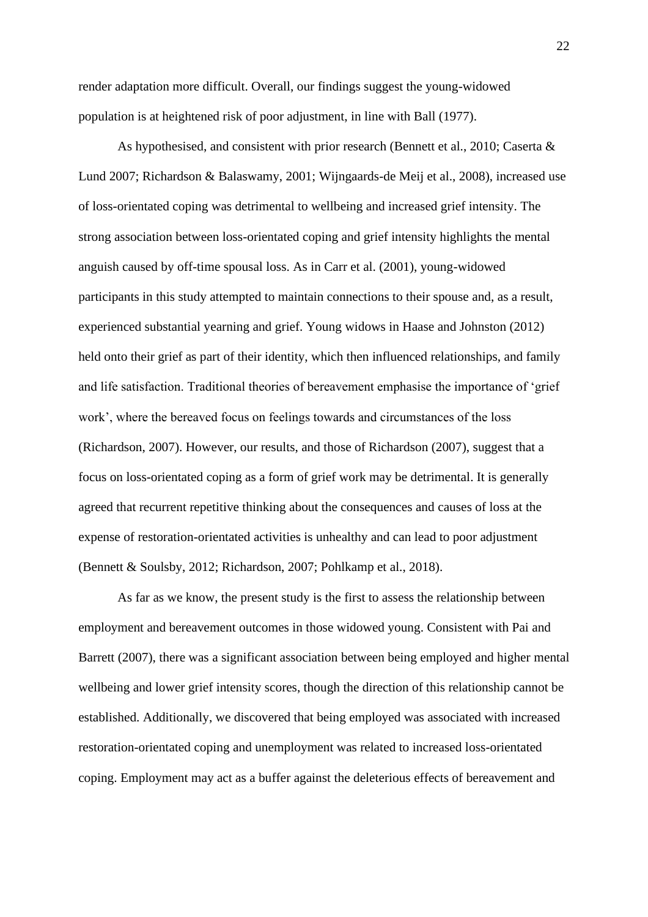render adaptation more difficult. Overall, our findings suggest the young-widowed population is at heightened risk of poor adjustment, in line with Ball (1977).

As hypothesised, and consistent with prior research (Bennett et al., 2010; Caserta & Lund 2007; Richardson & Balaswamy, 2001; Wijngaards-de Meij et al., 2008), increased use of loss-orientated coping was detrimental to wellbeing and increased grief intensity. The strong association between loss-orientated coping and grief intensity highlights the mental anguish caused by off-time spousal loss. As in Carr et al. (2001), young-widowed participants in this study attempted to maintain connections to their spouse and, as a result, experienced substantial yearning and grief. Young widows in Haase and Johnston (2012) held onto their grief as part of their identity, which then influenced relationships, and family and life satisfaction. Traditional theories of bereavement emphasise the importance of 'grief work', where the bereaved focus on feelings towards and circumstances of the loss (Richardson, 2007). However, our results, and those of Richardson (2007), suggest that a focus on loss-orientated coping as a form of grief work may be detrimental. It is generally agreed that recurrent repetitive thinking about the consequences and causes of loss at the expense of restoration-orientated activities is unhealthy and can lead to poor adjustment (Bennett & Soulsby, 2012; Richardson, 2007; Pohlkamp et al., 2018).

As far as we know, the present study is the first to assess the relationship between employment and bereavement outcomes in those widowed young. Consistent with Pai and Barrett (2007), there was a significant association between being employed and higher mental wellbeing and lower grief intensity scores, though the direction of this relationship cannot be established. Additionally, we discovered that being employed was associated with increased restoration-orientated coping and unemployment was related to increased loss-orientated coping. Employment may act as a buffer against the deleterious effects of bereavement and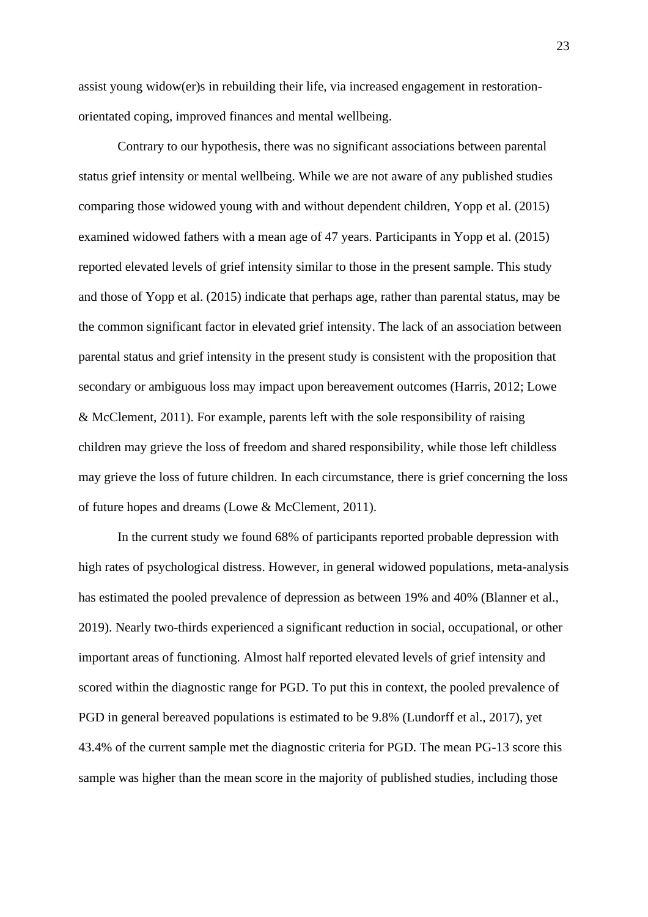assist young widow(er)s in rebuilding their life, via increased engagement in restoration-orientated coping, improved finances and mental wellbeing.

Contrary to our hypothesis, there was no significant associations between parental status grief intensity or mental wellbeing. While we are not aware of any published studies comparing those widowed young with and without dependent children, Yopp et al. (2015) examined widowed fathers with a mean age of 47 years. Participants in Yopp et al. (2015) reported elevated levels of grief intensity similar to those in the present sample. This study and those of Yopp et al. (2015) indicate that perhaps age, rather than parental status, may be the common significant factor in elevated grief intensity. The lack of an association between parental status and grief intensity in the present study is consistent with the proposition that secondary or ambiguous loss may impact upon bereavement outcomes (Harris, 2012; Lowe & McClement, 2011). For example, parents left with the sole responsibility of raising children may grieve the loss of freedom and shared responsibility, while those left childless may grieve the loss of future children. In each circumstance, there is grief concerning the loss of future hopes and dreams (Lowe & McClement, 2011).

In the current study we found 68% of participants reported probable depression with high rates of psychological distress. However, in general widowed populations, meta-analysis has estimated the pooled prevalence of depression as between 19% and 40% (Blanner et al., 2019). Nearly two-thirds experienced a significant reduction in social, occupational, or other important areas of functioning. Almost half reported elevated levels of grief intensity and scored within the diagnostic range for PGD. To put this in context, the pooled prevalence of PGD in general bereaved populations is estimated to be 9.8% (Lundorff et al., 2017), yet 43.4% of the current sample met the diagnostic criteria for PGD. The mean PG-13 score this sample was higher than the mean score in the majority of published studies, including those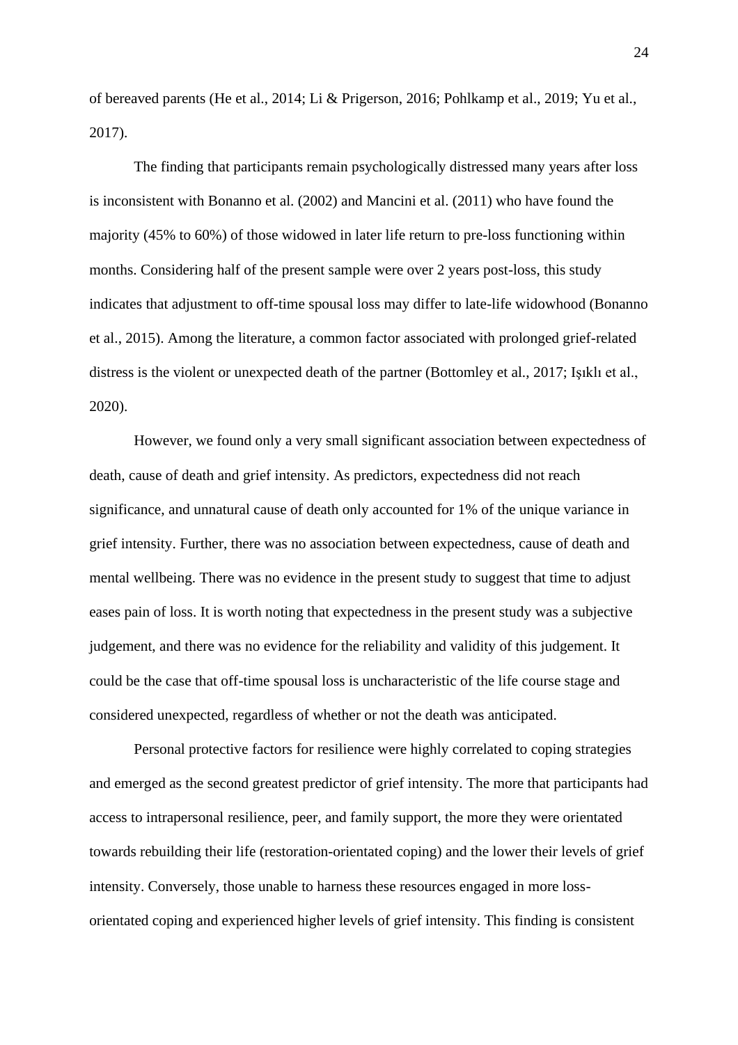of bereaved parents (He et al., 2014; Li & Prigerson, 2016; Pohlkamp et al., 2019; Yu et al., 2017).

The finding that participants remain psychologically distressed many years after loss is inconsistent with Bonanno et al. (2002) and Mancini et al. (2011) who have found the majority (45% to 60%) of those widowed in later life return to pre-loss functioning within months. Considering half of the present sample were over 2 years post-loss, this study indicates that adjustment to off-time spousal loss may differ to late-life widowhood (Bonanno et al., 2015). Among the literature, a common factor associated with prolonged grief-related distress is the violent or unexpected death of the partner (Bottomley et al., 2017; Işıklı et al., 2020).

However, we found only a very small significant association between expectedness of death, cause of death and grief intensity. As predictors, expectedness did not reach significance, and unnatural cause of death only accounted for 1% of the unique variance in grief intensity. Further, there was no association between expectedness, cause of death and mental wellbeing. There was no evidence in the present study to suggest that time to adjust eases pain of loss. It is worth noting that expectedness in the present study was a subjective judgement, and there was no evidence for the reliability and validity of this judgement. It could be the case that off-time spousal loss is uncharacteristic of the life course stage and considered unexpected, regardless of whether or not the death was anticipated.

Personal protective factors for resilience were highly correlated to coping strategies and emerged as the second greatest predictor of grief intensity. The more that participants had access to intrapersonal resilience, peer, and family support, the more they were orientated towards rebuilding their life (restoration-orientated coping) and the lower their levels of grief intensity. Conversely, those unable to harness these resources engaged in more loss-orientated coping and experienced higher levels of grief intensity. This finding is consistent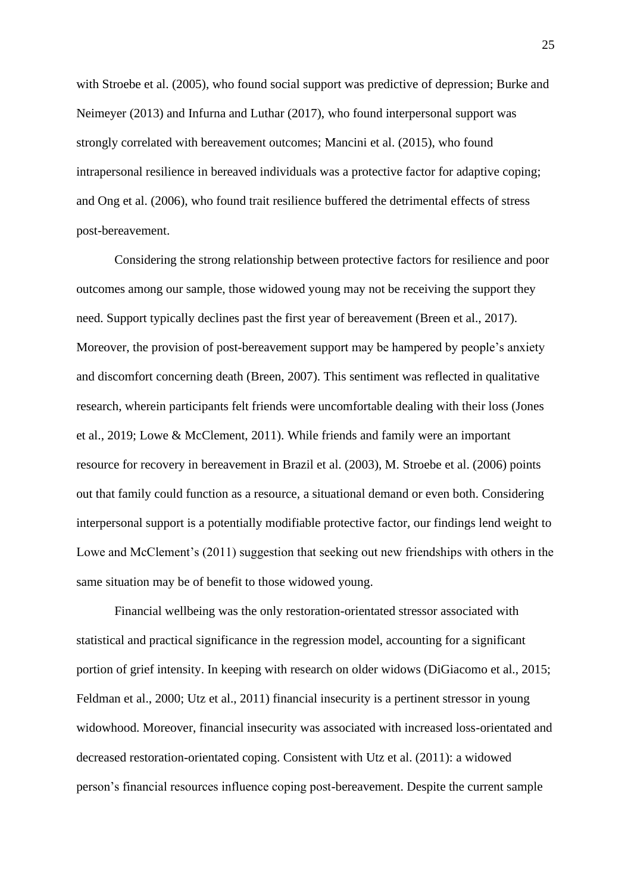with Stroebe et al. (2005), who found social support was predictive of depression; Burke and Neimeyer (2013) and Infurna and Luthar (2017), who found interpersonal support was strongly correlated with bereavement outcomes; Mancini et al. (2015), who found intrapersonal resilience in bereaved individuals was a protective factor for adaptive coping; and Ong et al. (2006), who found trait resilience buffered the detrimental effects of stress post-bereavement.

Considering the strong relationship between protective factors for resilience and poor outcomes among our sample, those widowed young may not be receiving the support they need. Support typically declines past the first year of bereavement (Breen et al., 2017). Moreover, the provision of post-bereavement support may be hampered by people's anxiety and discomfort concerning death (Breen, 2007). This sentiment was reflected in qualitative research, wherein participants felt friends were uncomfortable dealing with their loss (Jones et al., 2019; Lowe & McClement, 2011). While friends and family were an important resource for recovery in bereavement in Brazil et al. (2003), M. Stroebe et al. (2006) points out that family could function as a resource, a situational demand or even both. Considering interpersonal support is a potentially modifiable protective factor, our findings lend weight to Lowe and McClement's (2011) suggestion that seeking out new friendships with others in the same situation may be of benefit to those widowed young.

Financial wellbeing was the only restoration-orientated stressor associated with statistical and practical significance in the regression model, accounting for a significant portion of grief intensity. In keeping with research on older widows (DiGiacomo et al., 2015; Feldman et al., 2000; Utz et al., 2011) financial insecurity is a pertinent stressor in young widowhood. Moreover, financial insecurity was associated with increased loss-orientated and decreased restoration-orientated coping. Consistent with Utz et al. (2011): a widowed person's financial resources influence coping post-bereavement. Despite the current sample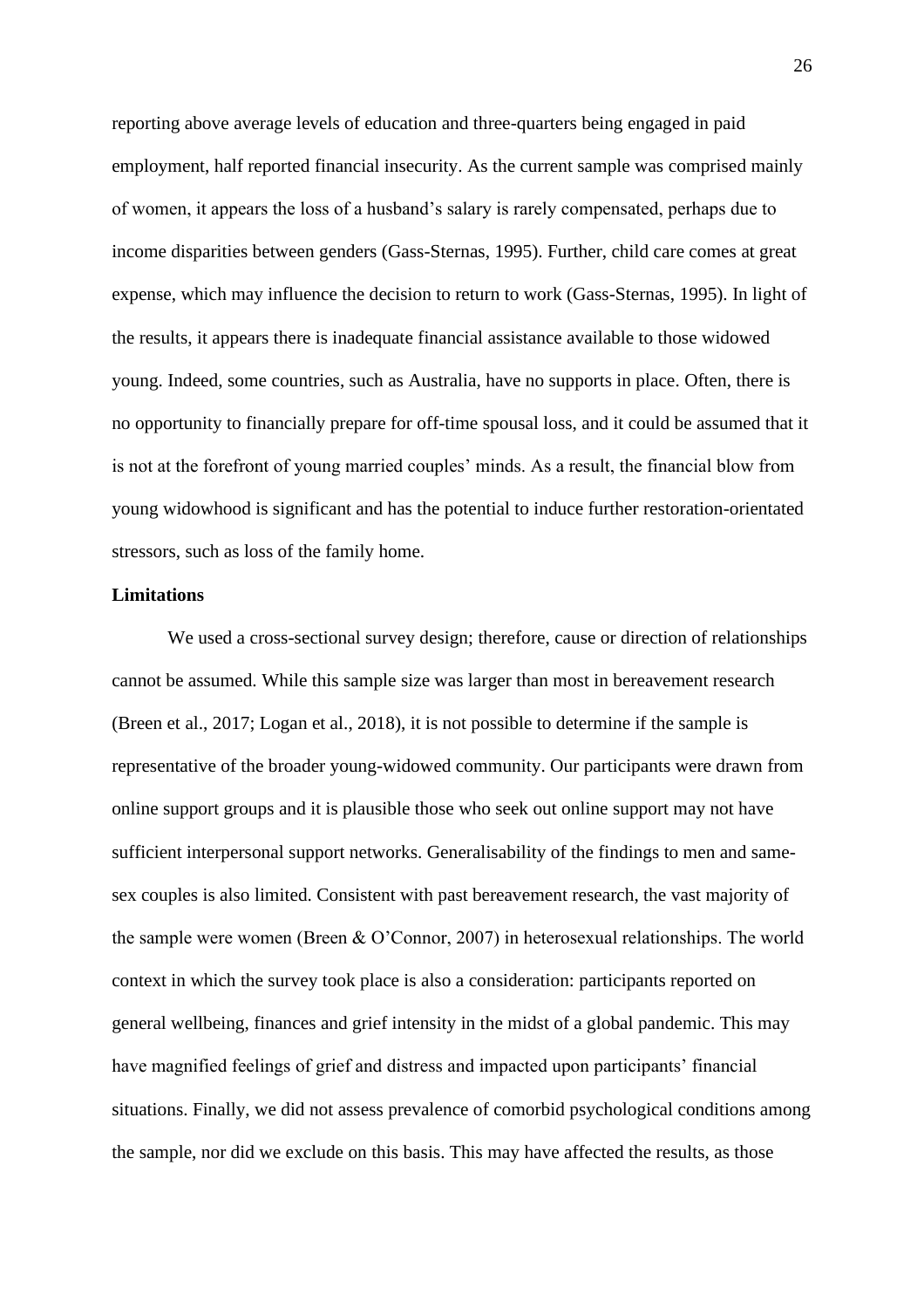reporting above average levels of education and three-quarters being engaged in paid employment, half reported financial insecurity. As the current sample was comprised mainly of women, it appears the loss of a husband's salary is rarely compensated, perhaps due to income disparities between genders (Gass-Sternas, 1995). Further, child care comes at great expense, which may influence the decision to return to work (Gass-Sternas, 1995). In light of the results, it appears there is inadequate financial assistance available to those widowed young. Indeed, some countries, such as Australia, have no supports in place. Often, there is no opportunity to financially prepare for off-time spousal loss, and it could be assumed that it is not at the forefront of young married couples' minds. As a result, the financial blow from young widowhood is significant and has the potential to induce further restoration-orientated stressors, such as loss of the family home.

**Limitations**

We used a cross-sectional survey design; therefore, cause or direction of relationships cannot be assumed. While this sample size was larger than most in bereavement research (Breen et al., 2017; Logan et al., 2018), it is not possible to determine if the sample is representative of the broader young-widowed community. Our participants were drawn from online support groups and it is plausible those who seek out online support may not have sufficient interpersonal support networks. Generalisability of the findings to men and same-sex couples is also limited. Consistent with past bereavement research, the vast majority of the sample were women (Breen & O'Connor, 2007) in heterosexual relationships. The world context in which the survey took place is also a consideration: participants reported on general wellbeing, finances and grief intensity in the midst of a global pandemic. This may have magnified feelings of grief and distress and impacted upon participants' financial situations. Finally, we did not assess prevalence of comorbid psychological conditions among the sample, nor did we exclude on this basis. This may have affected the results, as those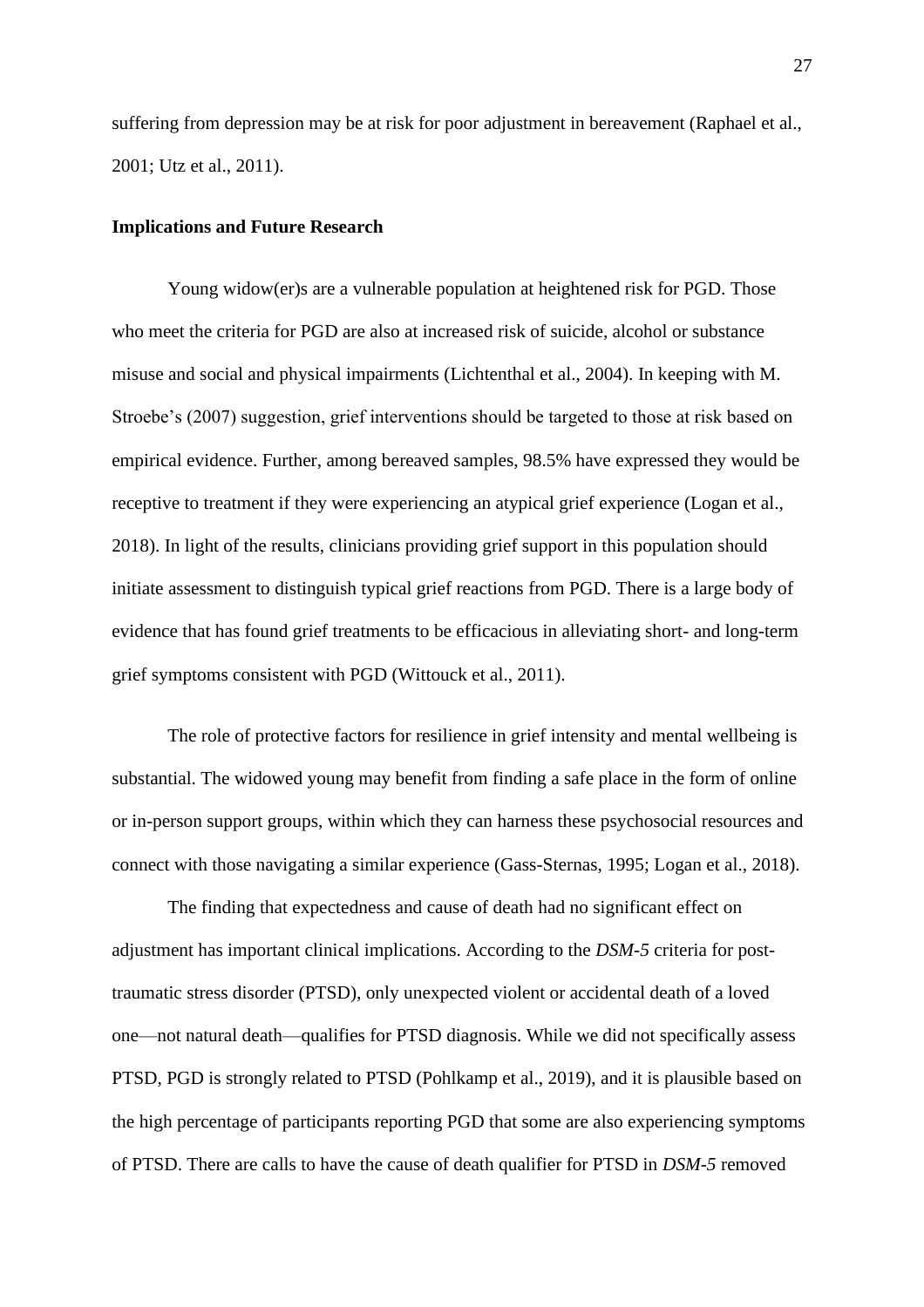suffering from depression may be at risk for poor adjustment in bereavement (Raphael et al., 2001; Utz et al., 2011).

### Implications and Future Research

Young widow(er)s are a vulnerable population at heightened risk for PGD. Those who meet the criteria for PGD are also at increased risk of suicide, alcohol or substance misuse and social and physical impairments (Lichtenthal et al., 2004). In keeping with M. Stroebe's (2007) suggestion, grief interventions should be targeted to those at risk based on empirical evidence. Further, among bereaved samples, 98.5% have expressed they would be receptive to treatment if they were experiencing an atypical grief experience (Logan et al., 2018). In light of the results, clinicians providing grief support in this population should initiate assessment to distinguish typical grief reactions from PGD. There is a large body of evidence that has found grief treatments to be efficacious in alleviating short- and long-term grief symptoms consistent with PGD (Wittouck et al., 2011).

The role of protective factors for resilience in grief intensity and mental wellbeing is substantial. The widowed young may benefit from finding a safe place in the form of online or in-person support groups, within which they can harness these psychosocial resources and connect with those navigating a similar experience (Gass-Sternas, 1995; Logan et al., 2018).

The finding that expectedness and cause of death had no significant effect on adjustment has important clinical implications. According to the *DSM-5* criteria for post-traumatic stress disorder (PTSD), only unexpected violent or accidental death of a loved one—not natural death—qualifies for PTSD diagnosis. While we did not specifically assess PTSD, PGD is strongly related to PTSD (Pohlkamp et al., 2019), and it is plausible based on the high percentage of participants reporting PGD that some are also experiencing symptoms of PTSD. There are calls to have the cause of death qualifier for PTSD in *DSM-5* removed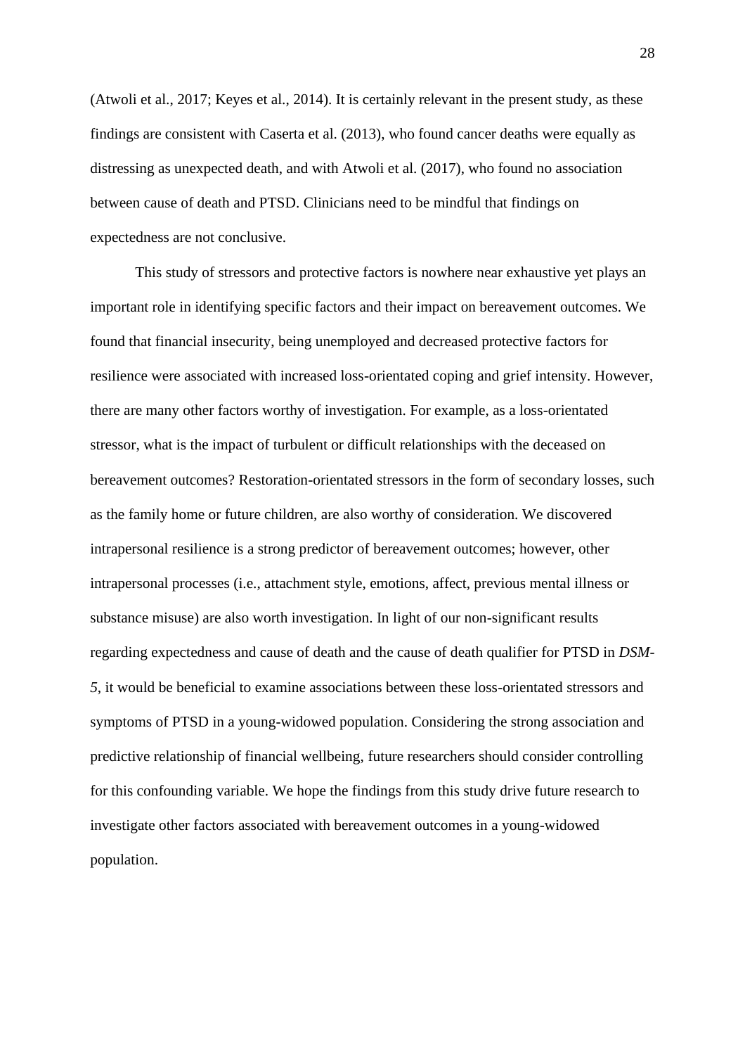(Atwoli et al., 2017; Keyes et al., 2014). It is certainly relevant in the present study, as these findings are consistent with Caserta et al. (2013), who found cancer deaths were equally as distressing as unexpected death, and with Atwoli et al. (2017), who found no association between cause of death and PTSD. Clinicians need to be mindful that findings on expectedness are not conclusive.

This study of stressors and protective factors is nowhere near exhaustive yet plays an important role in identifying specific factors and their impact on bereavement outcomes. We found that financial insecurity, being unemployed and decreased protective factors for resilience were associated with increased loss-orientated coping and grief intensity. However, there are many other factors worthy of investigation. For example, as a loss-orientated stressor, what is the impact of turbulent or difficult relationships with the deceased on bereavement outcomes? Restoration-orientated stressors in the form of secondary losses, such as the family home or future children, are also worthy of consideration. We discovered intrapersonal resilience is a strong predictor of bereavement outcomes; however, other intrapersonal processes (i.e., attachment style, emotions, affect, previous mental illness or substance misuse) are also worth investigation. In light of our non-significant results regarding expectedness and cause of death and the cause of death qualifier for PTSD in *DSM-5*, it would be beneficial to examine associations between these loss-orientated stressors and symptoms of PTSD in a young-widowed population. Considering the strong association and predictive relationship of financial wellbeing, future researchers should consider controlling for this confounding variable. We hope the findings from this study drive future research to investigate other factors associated with bereavement outcomes in a young-widowed population.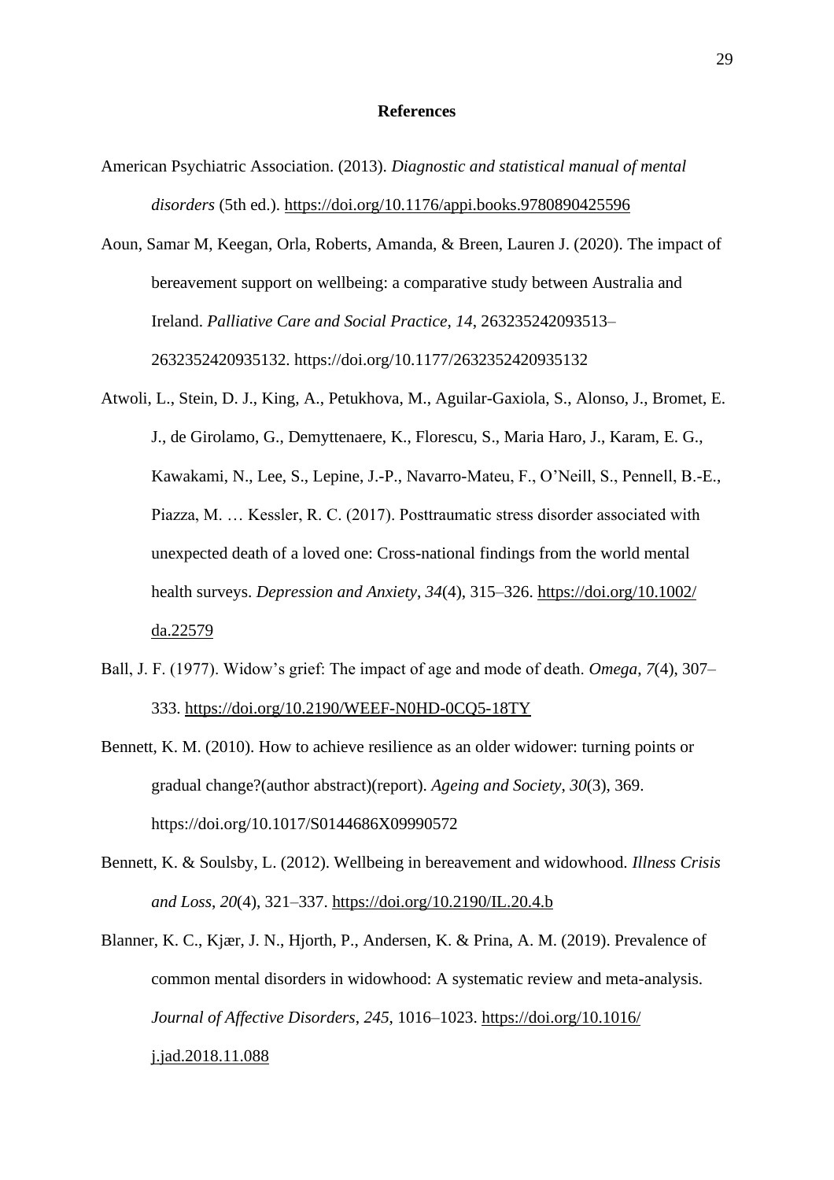## References

American Psychiatric Association. (2013). *Diagnostic and statistical manual of mental disorders* (5th ed.). https://doi.org/10.1176/appi.books.9780890425596

Aoun, Samar M, Keegan, Orla, Roberts, Amanda, & Breen, Lauren J. (2020). The impact of bereavement support on wellbeing: a comparative study between Australia and Ireland. *Palliative Care and Social Practice*, *14*, 263235242093513–2632352420935132. https://doi.org/10.1177/2632352420935132

Atwoli, L., Stein, D. J., King, A., Petukhova, M., Aguilar-Gaxiola, S., Alonso, J., Bromet, E. J., de Girolamo, G., Demyttenaere, K., Florescu, S., Maria Haro, J., Karam, E. G., Kawakami, N., Lee, S., Lepine, J.-P., Navarro-Mateu, F., O'Neill, S., Pennell, B.-E., Piazza, M. … Kessler, R. C. (2017). Posttraumatic stress disorder associated with unexpected death of a loved one: Cross-national findings from the world mental health surveys. *Depression and Anxiety*, *34*(4), 315–326. https://doi.org/10.1002/da.22579

Ball, J. F. (1977). Widow's grief: The impact of age and mode of death. *Omega*, *7*(4), 307–333. https://doi.org/10.2190/WEEF-N0HD-0CQ5-18TY

Bennett, K. M. (2010). How to achieve resilience as an older widower: turning points or gradual change?(author abstract)(report). *Ageing and Society*, *30*(3), 369. https://doi.org/10.1017/S0144686X09990572

Bennett, K. & Soulsby, L. (2012). Wellbeing in bereavement and widowhood. *Illness Crisis and Loss*, *20*(4), 321–337. https://doi.org/10.2190/IL.20.4.b

Blanner, K. C., Kjær, J. N., Hjorth, P., Andersen, K. & Prina, A. M. (2019). Prevalence of common mental disorders in widowhood: A systematic review and meta-analysis. *Journal of Affective Disorders*, *245*, 1016–1023. https://doi.org/10.1016/j.jad.2018.11.088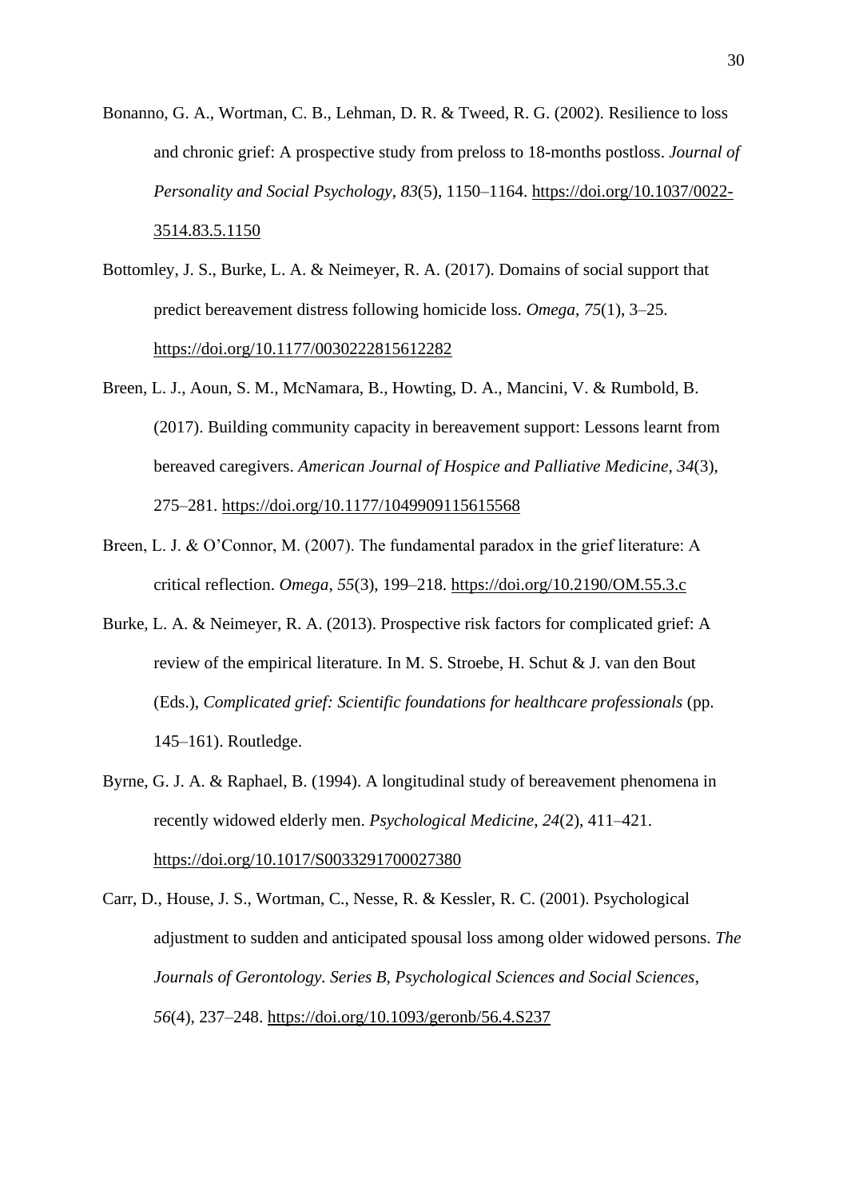Bonanno, G. A., Wortman, C. B., Lehman, D. R. & Tweed, R. G. (2002). Resilience to loss and chronic grief: A prospective study from preloss to 18-months postloss. *Journal of Personality and Social Psychology*, *83*(5), 1150–1164. https://doi.org/10.1037/0022-3514.83.5.1150

Bottomley, J. S., Burke, L. A. & Neimeyer, R. A. (2017). Domains of social support that predict bereavement distress following homicide loss. *Omega*, *75*(1), 3–25. https://doi.org/10.1177/0030222815612282

Breen, L. J., Aoun, S. M., McNamara, B., Howting, D. A., Mancini, V. & Rumbold, B. (2017). Building community capacity in bereavement support: Lessons learnt from bereaved caregivers. *American Journal of Hospice and Palliative Medicine*, *34*(3), 275–281. https://doi.org/10.1177/1049909115615568

Breen, L. J. & O'Connor, M. (2007). The fundamental paradox in the grief literature: A critical reflection. *Omega*, *55*(3), 199–218. https://doi.org/10.2190/OM.55.3.c

Burke, L. A. & Neimeyer, R. A. (2013). Prospective risk factors for complicated grief: A review of the empirical literature. In M. S. Stroebe, H. Schut & J. van den Bout (Eds.), *Complicated grief: Scientific foundations for healthcare professionals* (pp. 145–161). Routledge.

Byrne, G. J. A. & Raphael, B. (1994). A longitudinal study of bereavement phenomena in recently widowed elderly men. *Psychological Medicine*, *24*(2), 411–421. https://doi.org/10.1017/S0033291700027380

Carr, D., House, J. S., Wortman, C., Nesse, R. & Kessler, R. C. (2001). Psychological adjustment to sudden and anticipated spousal loss among older widowed persons. *The Journals of Gerontology. Series B, Psychological Sciences and Social Sciences*, *56*(4), 237–248. https://doi.org/10.1093/geronb/56.4.S237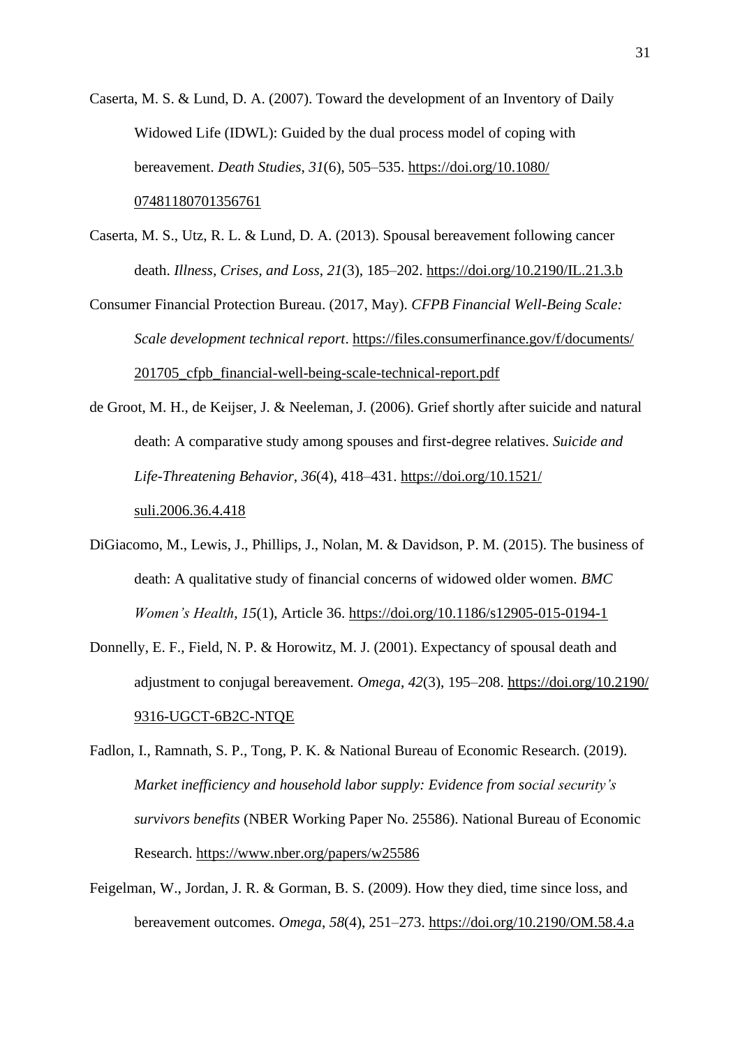Caserta, M. S. & Lund, D. A. (2007). Toward the development of an Inventory of Daily Widowed Life (IDWL): Guided by the dual process model of coping with bereavement. *Death Studies*, *31*(6), 505–535. https://doi.org/10.1080/07481180701356761

Caserta, M. S., Utz, R. L. & Lund, D. A. (2013). Spousal bereavement following cancer death. *Illness, Crises, and Loss*, *21*(3), 185–202. https://doi.org/10.2190/IL.21.3.b

Consumer Financial Protection Bureau. (2017, May). *CFPB Financial Well-Being Scale: Scale development technical report*. https://files.consumerfinance.gov/f/documents/201705_cfpb_financial-well-being-scale-technical-report.pdf

de Groot, M. H., de Keijser, J. & Neeleman, J. (2006). Grief shortly after suicide and natural death: A comparative study among spouses and first-degree relatives. *Suicide and Life-Threatening Behavior*, *36*(4), 418–431. https://doi.org/10.1521/suli.2006.36.4.418

DiGiacomo, M., Lewis, J., Phillips, J., Nolan, M. & Davidson, P. M. (2015). The business of death: A qualitative study of financial concerns of widowed older women. *BMC Women's Health*, *15*(1), Article 36. https://doi.org/10.1186/s12905-015-0194-1

Donnelly, E. F., Field, N. P. & Horowitz, M. J. (2001). Expectancy of spousal death and adjustment to conjugal bereavement. *Omega*, *42*(3), 195–208. https://doi.org/10.2190/9316-UGCT-6B2C-NTQE

Fadlon, I., Ramnath, S. P., Tong, P. K. & National Bureau of Economic Research. (2019). *Market inefficiency and household labor supply: Evidence from social security's survivors benefits* (NBER Working Paper No. 25586). National Bureau of Economic Research. https://www.nber.org/papers/w25586

Feigelman, W., Jordan, J. R. & Gorman, B. S. (2009). How they died, time since loss, and bereavement outcomes. *Omega*, *58*(4), 251–273. https://doi.org/10.2190/OM.58.4.a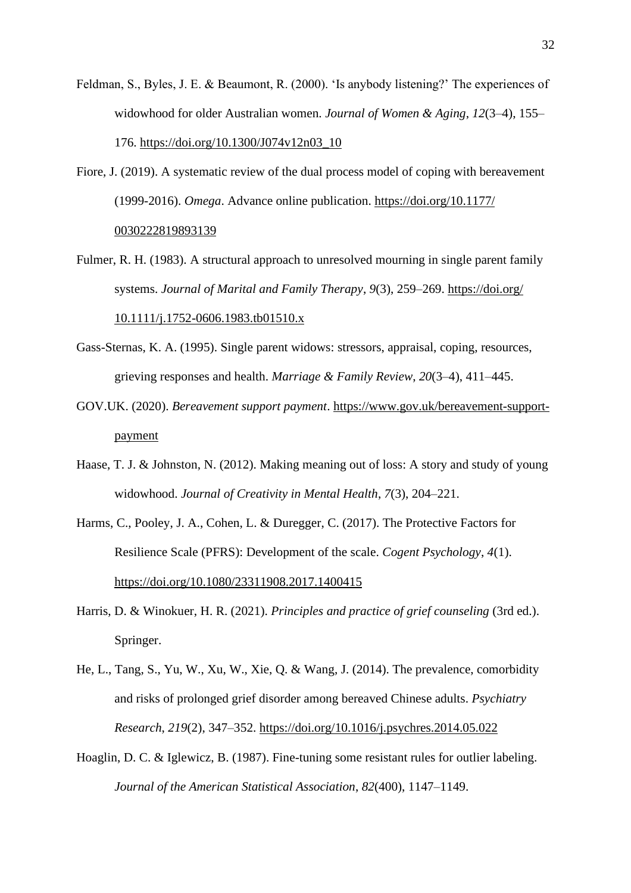Feldman, S., Byles, J. E. & Beaumont, R. (2000). 'Is anybody listening?' The experiences of widowhood for older Australian women. *Journal of Women & Aging*, *12*(3–4), 155–176. https://doi.org/10.1300/J074v12n03_10

Fiore, J. (2019). A systematic review of the dual process model of coping with bereavement (1999-2016). *Omega*. Advance online publication. https://doi.org/10.1177/0030222819893139

Fulmer, R. H. (1983). A structural approach to unresolved mourning in single parent family systems. *Journal of Marital and Family Therapy*, *9*(3), 259–269. https://doi.org/10.1111/j.1752-0606.1983.tb01510.x

Gass-Sternas, K. A. (1995). Single parent widows: stressors, appraisal, coping, resources, grieving responses and health. *Marriage & Family Review*, *20*(3–4), 411–445.

GOV.UK. (2020). *Bereavement support payment*. https://www.gov.uk/bereavement-support-payment

Haase, T. J. & Johnston, N. (2012). Making meaning out of loss: A story and study of young widowhood. *Journal of Creativity in Mental Health*, *7*(3), 204–221.

Harms, C., Pooley, J. A., Cohen, L. & Duregger, C. (2017). The Protective Factors for Resilience Scale (PFRS): Development of the scale. *Cogent Psychology*, *4*(1). https://doi.org/10.1080/23311908.2017.1400415

Harris, D. & Winokuer, H. R. (2021). *Principles and practice of grief counseling* (3rd ed.). Springer.

He, L., Tang, S., Yu, W., Xu, W., Xie, Q. & Wang, J. (2014). The prevalence, comorbidity and risks of prolonged grief disorder among bereaved Chinese adults. *Psychiatry Research*, *219*(2), 347–352. https://doi.org/10.1016/j.psychres.2014.05.022

Hoaglin, D. C. & Iglewicz, B. (1987). Fine-tuning some resistant rules for outlier labeling. *Journal of the American Statistical Association*, *82*(400), 1147–1149.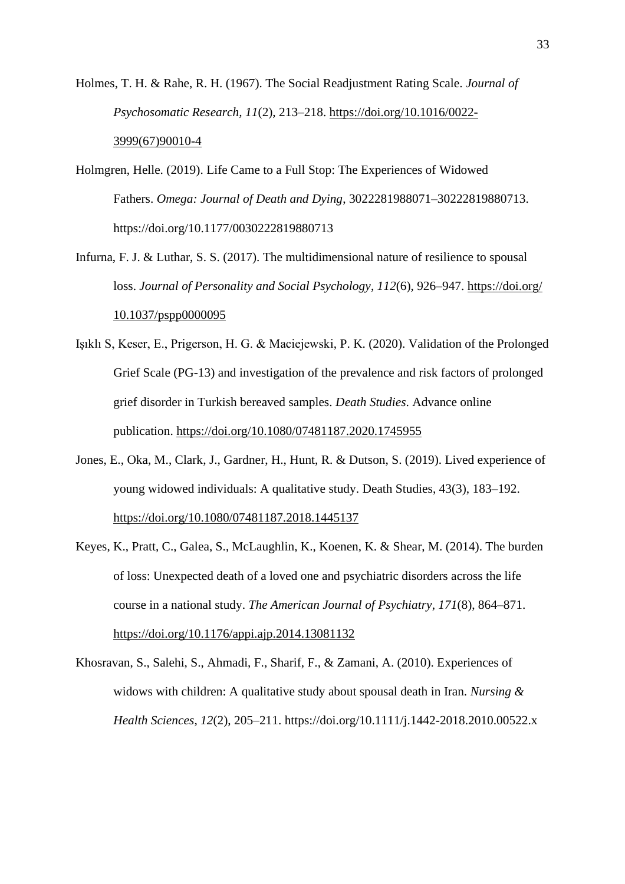Holmes, T. H. & Rahe, R. H. (1967). The Social Readjustment Rating Scale. *Journal of Psychosomatic Research, 11*(2), 213–218. https://doi.org/10.1016/0022-3999(67)90010-4

Holmgren, Helle. (2019). Life Came to a Full Stop: The Experiences of Widowed Fathers. *Omega: Journal of Death and Dying*, 3022281988071–30222819880713. https://doi.org/10.1177/0030222819880713

Infurna, F. J. & Luthar, S. S. (2017). The multidimensional nature of resilience to spousal loss. *Journal of Personality and Social Psychology*, *112*(6), 926–947. https://doi.org/10.1037/pspp0000095

Işıklı S, Keser, E., Prigerson, H. G. & Maciejewski, P. K. (2020). Validation of the Prolonged Grief Scale (PG-13) and investigation of the prevalence and risk factors of prolonged grief disorder in Turkish bereaved samples. *Death Studies.* Advance online publication. https://doi.org/10.1080/07481187.2020.1745955

Jones, E., Oka, M., Clark, J., Gardner, H., Hunt, R. & Dutson, S. (2019). Lived experience of young widowed individuals: A qualitative study. Death Studies, 43(3), 183–192. https://doi.org/10.1080/07481187.2018.1445137

Keyes, K., Pratt, C., Galea, S., McLaughlin, K., Koenen, K. & Shear, M. (2014). The burden of loss: Unexpected death of a loved one and psychiatric disorders across the life course in a national study. *The American Journal of Psychiatry*, *171*(8), 864–871. https://doi.org/10.1176/appi.ajp.2014.13081132

Khosravan, S., Salehi, S., Ahmadi, F., Sharif, F., & Zamani, A. (2010). Experiences of widows with children: A qualitative study about spousal death in Iran. *Nursing & Health Sciences*, *12*(2), 205–211. https://doi.org/10.1111/j.1442-2018.2010.00522.x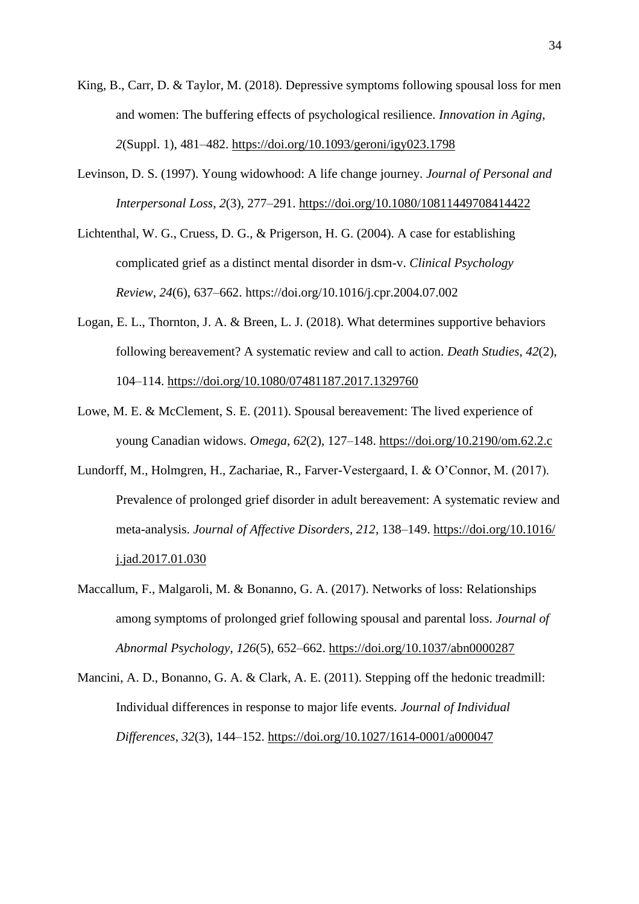King, B., Carr, D. & Taylor, M. (2018). Depressive symptoms following spousal loss for men and women: The buffering effects of psychological resilience. *Innovation in Aging*, *2*(Suppl. 1), 481–482. https://doi.org/10.1093/geroni/igy023.1798

Levinson, D. S. (1997). Young widowhood: A life change journey. *Journal of Personal and Interpersonal Loss*, *2*(3), 277–291. https://doi.org/10.1080/10811449708414422

Lichtenthal, W. G., Cruess, D. G., & Prigerson, H. G. (2004). A case for establishing complicated grief as a distinct mental disorder in dsm-v. *Clinical Psychology Review*, *24*(6), 637–662. https://doi.org/10.1016/j.cpr.2004.07.002

Logan, E. L., Thornton, J. A. & Breen, L. J. (2018). What determines supportive behaviors following bereavement? A systematic review and call to action. *Death Studies*, *42*(2), 104–114. https://doi.org/10.1080/07481187.2017.1329760

Lowe, M. E. & McClement, S. E. (2011). Spousal bereavement: The lived experience of young Canadian widows. *Omega*, *62*(2), 127–148. https://doi.org/10.2190/om.62.2.c

Lundorff, M., Holmgren, H., Zachariae, R., Farver-Vestergaard, I. & O'Connor, M. (2017). Prevalence of prolonged grief disorder in adult bereavement: A systematic review and meta-analysis. *Journal of Affective Disorders*, *212*, 138–149. https://doi.org/10.1016/j.jad.2017.01.030

Maccallum, F., Malgaroli, M. & Bonanno, G. A. (2017). Networks of loss: Relationships among symptoms of prolonged grief following spousal and parental loss. *Journal of Abnormal Psychology*, *126*(5), 652–662. https://doi.org/10.1037/abn0000287

Mancini, A. D., Bonanno, G. A. & Clark, A. E. (2011). Stepping off the hedonic treadmill: Individual differences in response to major life events. *Journal of Individual Differences*, *32*(3), 144–152. https://doi.org/10.1027/1614-0001/a000047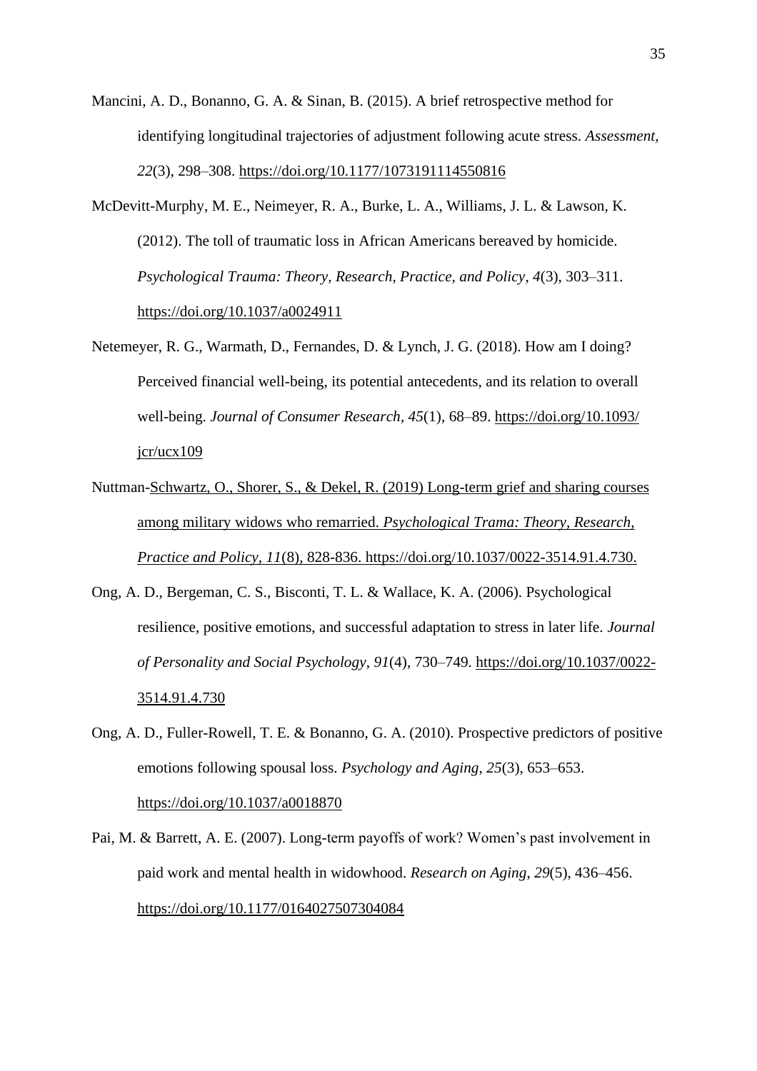Mancini, A. D., Bonanno, G. A. & Sinan, B. (2015). A brief retrospective method for identifying longitudinal trajectories of adjustment following acute stress. *Assessment*, *22*(3), 298–308. https://doi.org/10.1177/1073191114550816

McDevitt-Murphy, M. E., Neimeyer, R. A., Burke, L. A., Williams, J. L. & Lawson, K. (2012). The toll of traumatic loss in African Americans bereaved by homicide. *Psychological Trauma: Theory, Research, Practice, and Policy*, *4*(3), 303–311. https://doi.org/10.1037/a0024911

Netemeyer, R. G., Warmath, D., Fernandes, D. & Lynch, J. G. (2018). How am I doing? Perceived financial well-being, its potential antecedents, and its relation to overall well-being. *Journal of Consumer Research*, *45*(1), 68–89. https://doi.org/10.1093/jcr/ucx109

Nuttman-Schwartz, O., Shorer, S., & Dekel, R. (2019) Long-term grief and sharing courses among military widows who remarried. *Psychological Trama: Theory, Research, Practice and Policy*, *11*(8), 828-836. https://doi.org/10.1037/0022-3514.91.4.730.

Ong, A. D., Bergeman, C. S., Bisconti, T. L. & Wallace, K. A. (2006). Psychological resilience, positive emotions, and successful adaptation to stress in later life. *Journal of Personality and Social Psychology*, *91*(4), 730–749. https://doi.org/10.1037/0022-3514.91.4.730

Ong, A. D., Fuller-Rowell, T. E. & Bonanno, G. A. (2010). Prospective predictors of positive emotions following spousal loss. *Psychology and Aging*, *25*(3), 653–653. https://doi.org/10.1037/a0018870

Pai, M. & Barrett, A. E. (2007). Long-term payoffs of work? Women's past involvement in paid work and mental health in widowhood. *Research on Aging*, *29*(5), 436–456. https://doi.org/10.1177/0164027507304084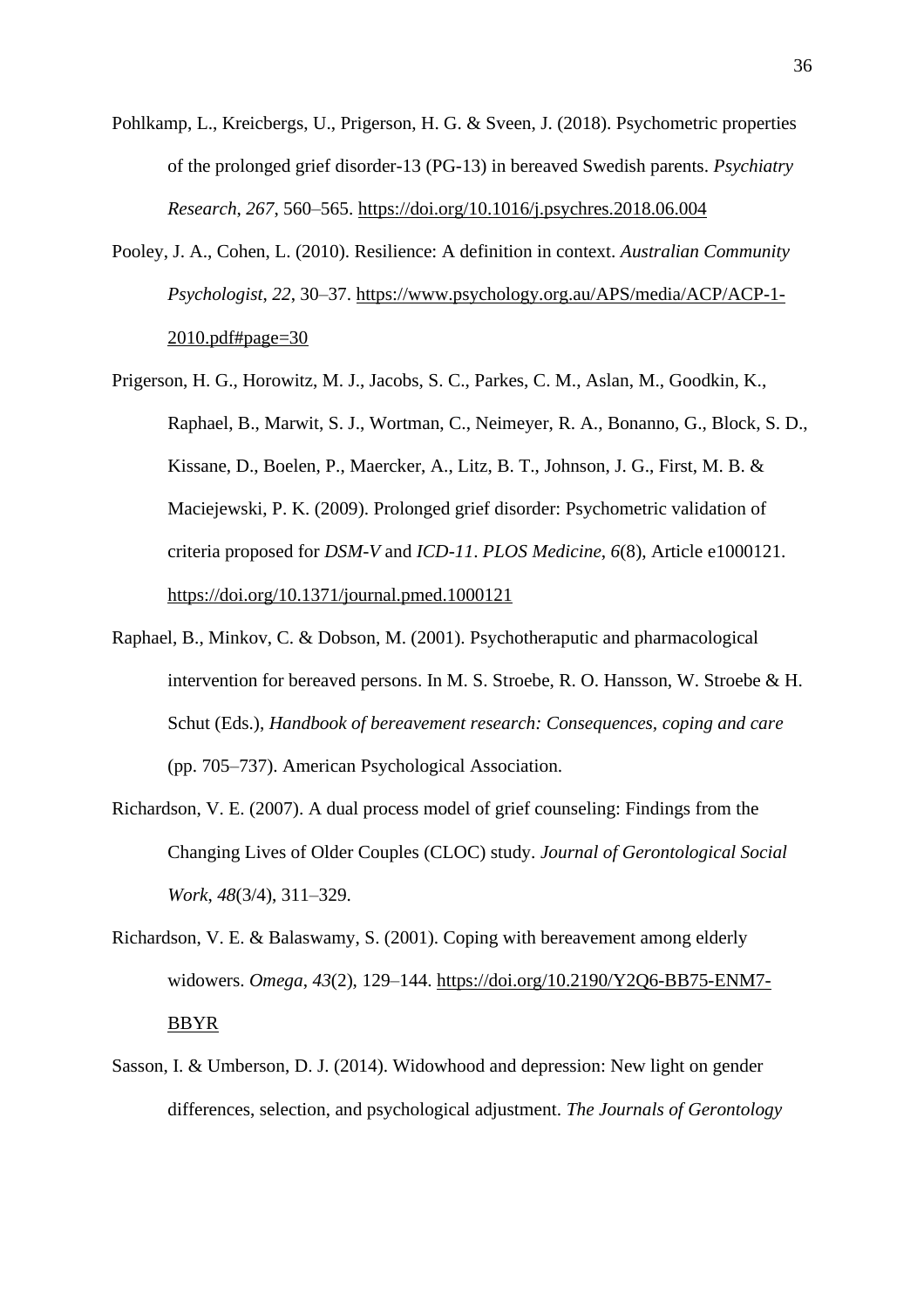Pohlkamp, L., Kreicbergs, U., Prigerson, H. G. & Sveen, J. (2018). Psychometric properties of the prolonged grief disorder-13 (PG-13) in bereaved Swedish parents. *Psychiatry Research*, *267*, 560–565. https://doi.org/10.1016/j.psychres.2018.06.004

Pooley, J. A., Cohen, L. (2010). Resilience: A definition in context. *Australian Community Psychologist*, *22*, 30–37. https://www.psychology.org.au/APS/media/ACP/ACP-1-2010.pdf#page=30

Prigerson, H. G., Horowitz, M. J., Jacobs, S. C., Parkes, C. M., Aslan, M., Goodkin, K., Raphael, B., Marwit, S. J., Wortman, C., Neimeyer, R. A., Bonanno, G., Block, S. D., Kissane, D., Boelen, P., Maercker, A., Litz, B. T., Johnson, J. G., First, M. B. & Maciejewski, P. K. (2009). Prolonged grief disorder: Psychometric validation of criteria proposed for *DSM-V* and *ICD-11*. *PLOS Medicine*, *6*(8), Article e1000121. https://doi.org/10.1371/journal.pmed.1000121

Raphael, B., Minkov, C. & Dobson, M. (2001). Psychotheraputic and pharmacological intervention for bereaved persons. In M. S. Stroebe, R. O. Hansson, W. Stroebe & H. Schut (Eds.), *Handbook of bereavement research: Consequences, coping and care* (pp. 705–737). American Psychological Association.

Richardson, V. E. (2007). A dual process model of grief counseling: Findings from the Changing Lives of Older Couples (CLOC) study. *Journal of Gerontological Social Work*, *48*(3/4), 311–329.

Richardson, V. E. & Balaswamy, S. (2001). Coping with bereavement among elderly widowers. *Omega*, *43*(2), 129–144. https://doi.org/10.2190/Y2Q6-BB75-ENM7-BBYR

Sasson, I. & Umberson, D. J. (2014). Widowhood and depression: New light on gender differences, selection, and psychological adjustment. *The Journals of Gerontology*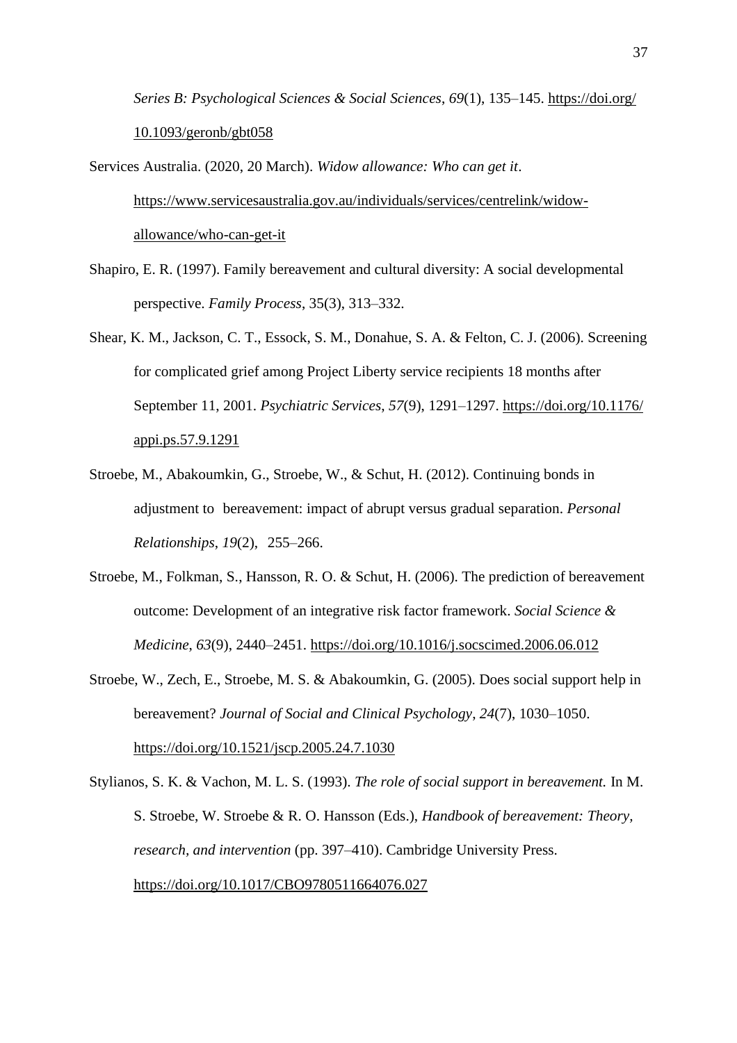*Series B: Psychological Sciences & Social Sciences*, *69*(1), 135–145. https://doi.org/10.1093/geronb/gbt058

Services Australia. (2020, 20 March). *Widow allowance: Who can get it*. https://www.servicesaustralia.gov.au/individuals/services/centrelink/widow-allowance/who-can-get-it

Shapiro, E. R. (1997). Family bereavement and cultural diversity: A social developmental perspective. *Family Process*, 35(3), 313–332.

Shear, K. M., Jackson, C. T., Essock, S. M., Donahue, S. A. & Felton, C. J. (2006). Screening for complicated grief among Project Liberty service recipients 18 months after September 11, 2001. *Psychiatric Services*, *57*(9), 1291–1297. https://doi.org/10.1176/appi.ps.57.9.1291

Stroebe, M., Abakoumkin, G., Stroebe, W., & Schut, H. (2012). Continuing bonds in adjustment to bereavement: impact of abrupt versus gradual separation. *Personal Relationships*, *19*(2), 255–266.

Stroebe, M., Folkman, S., Hansson, R. O. & Schut, H. (2006). The prediction of bereavement outcome: Development of an integrative risk factor framework. *Social Science & Medicine*, *63*(9), 2440–2451. https://doi.org/10.1016/j.socscimed.2006.06.012

Stroebe, W., Zech, E., Stroebe, M. S. & Abakoumkin, G. (2005). Does social support help in bereavement? *Journal of Social and Clinical Psychology*, *24*(7), 1030–1050. https://doi.org/10.1521/jscp.2005.24.7.1030

Stylianos, S. K. & Vachon, M. L. S. (1993). *The role of social support in bereavement.* In M. S. Stroebe, W. Stroebe & R. O. Hansson (Eds.), *Handbook of bereavement: Theory, research, and intervention* (pp. 397–410). Cambridge University Press. https://doi.org/10.1017/CBO9780511664076.027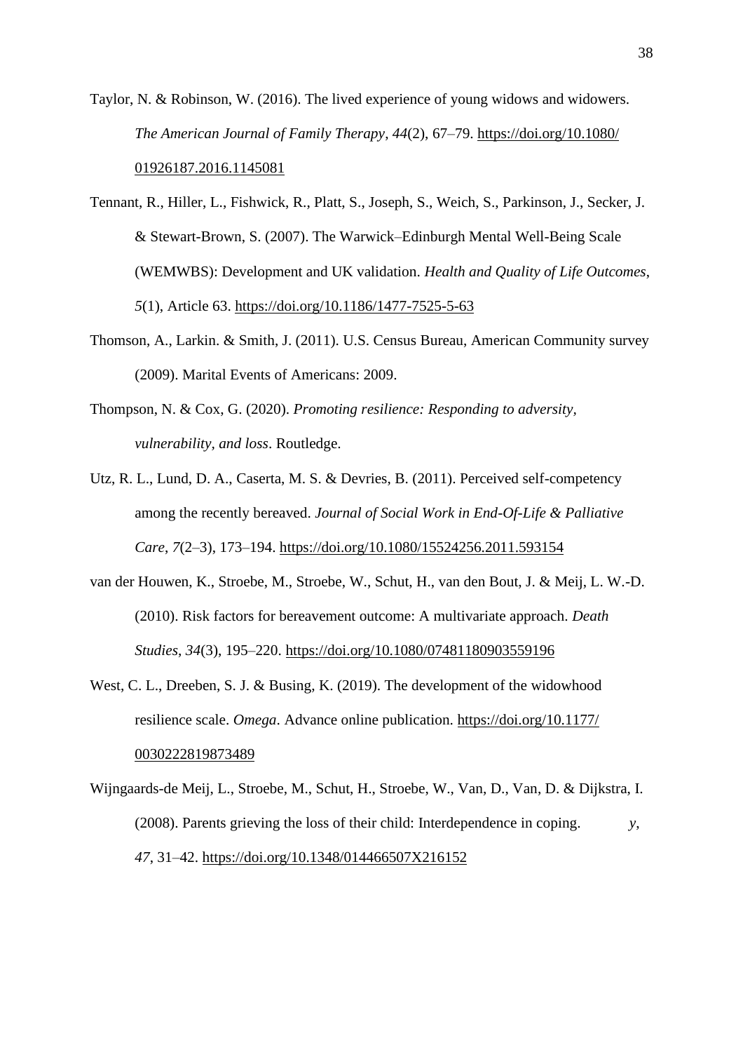Taylor, N. & Robinson, W. (2016). The lived experience of young widows and widowers. *The American Journal of Family Therapy*, *44*(2), 67–79. https://doi.org/10.1080/01926187.2016.1145081

Tennant, R., Hiller, L., Fishwick, R., Platt, S., Joseph, S., Weich, S., Parkinson, J., Secker, J. & Stewart-Brown, S. (2007). The Warwick–Edinburgh Mental Well-Being Scale (WEMWBS): Development and UK validation. *Health and Quality of Life Outcomes*, *5*(1), Article 63. https://doi.org/10.1186/1477-7525-5-63

Thomson, A., Larkin. & Smith, J. (2011). U.S. Census Bureau, American Community survey (2009). Marital Events of Americans: 2009.

Thompson, N. & Cox, G. (2020). *Promoting resilience: Responding to adversity, vulnerability, and loss*. Routledge.

Utz, R. L., Lund, D. A., Caserta, M. S. & Devries, B. (2011). Perceived self-competency among the recently bereaved. *Journal of Social Work in End-Of-Life & Palliative Care*, *7*(2–3), 173–194. https://doi.org/10.1080/15524256.2011.593154

van der Houwen, K., Stroebe, M., Stroebe, W., Schut, H., van den Bout, J. & Meij, L. W.-D. (2010). Risk factors for bereavement outcome: A multivariate approach. *Death Studies*, *34*(3), 195–220. https://doi.org/10.1080/07481180903559196

West, C. L., Dreeben, S. J. & Busing, K. (2019). The development of the widowhood resilience scale. *Omega*. Advance online publication. https://doi.org/10.1177/0030222819873489

Wijngaards-de Meij, L., Stroebe, M., Schut, H., Stroebe, W., Van, D., Van, D. & Dijkstra, I. (2008). Parents grieving the loss of their child: Interdependence in coping. *y*, *47*, 31–42. https://doi.org/10.1348/014466507X216152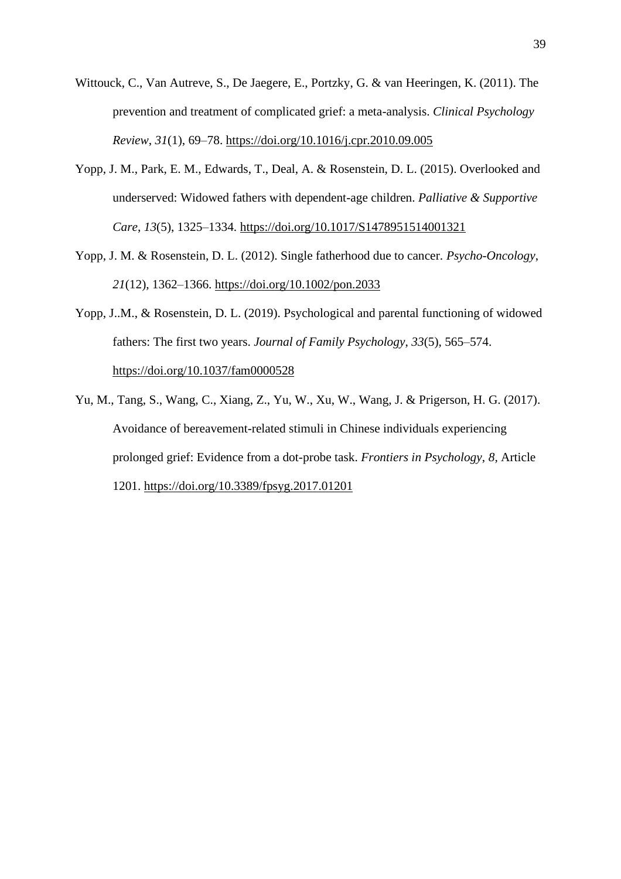Wittouck, C., Van Autreve, S., De Jaegere, E., Portzky, G. & van Heeringen, K. (2011). The prevention and treatment of complicated grief: a meta-analysis. *Clinical Psychology Review*, *31*(1), 69–78. https://doi.org/10.1016/j.cpr.2010.09.005

Yopp, J. M., Park, E. M., Edwards, T., Deal, A. & Rosenstein, D. L. (2015). Overlooked and underserved: Widowed fathers with dependent-age children. *Palliative & Supportive Care*, *13*(5), 1325–1334. https://doi.org/10.1017/S1478951514001321

Yopp, J. M. & Rosenstein, D. L. (2012). Single fatherhood due to cancer. *Psycho-Oncology*, *21*(12), 1362–1366. https://doi.org/10.1002/pon.2033

Yopp, J..M., & Rosenstein, D. L. (2019). Psychological and parental functioning of widowed fathers: The first two years. *Journal of Family Psychology*, *33*(5), 565–574. https://doi.org/10.1037/fam0000528

Yu, M., Tang, S., Wang, C., Xiang, Z., Yu, W., Xu, W., Wang, J. & Prigerson, H. G. (2017). Avoidance of bereavement-related stimuli in Chinese individuals experiencing prolonged grief: Evidence from a dot-probe task. *Frontiers in Psychology*, *8*, Article 1201. https://doi.org/10.3389/fpsyg.2017.01201